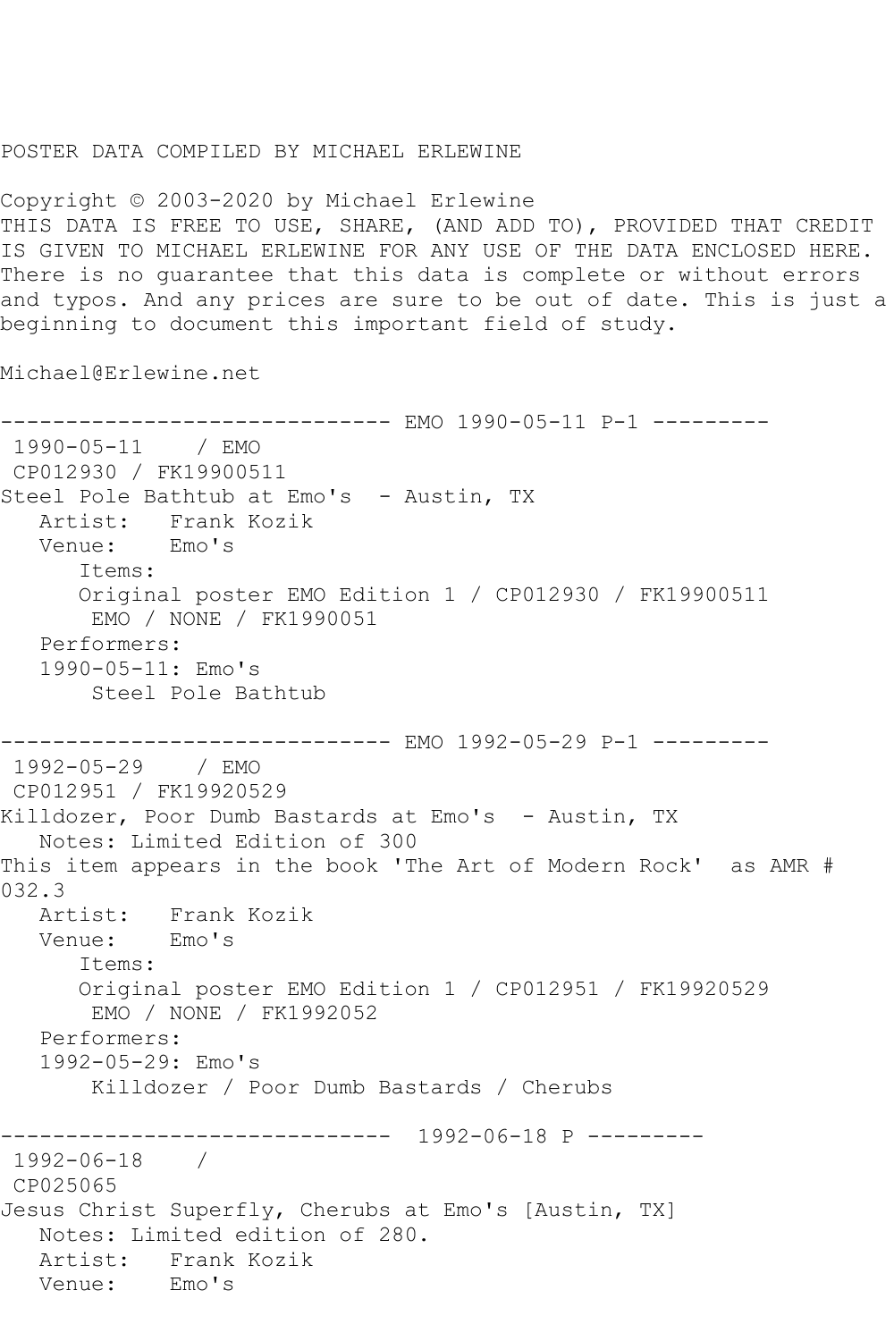POSTER DATA COMPILED BY MICHAEL ERLEWINE

Copyright © 2003-2020 by Michael Erlewine
THIS DATA IS FREE TO USE, SHARE, (AND ADD TO), PROVIDED THAT CREDIT IS GIVEN TO MICHAEL ERLEWINE FOR ANY USE OF THE DATA ENCLOSED HERE. There is no guarantee that this data is complete or without errors and typos. And any prices are sure to be out of date. This is just a beginning to document this important field of study.

Michael@Erlewine.net

```
------------------------------ EMO 1990-05-11 P-1 ---------
 1990-05-11    / EMO
 CP012930 / FK19900511
Steel Pole Bathtub at Emo's  - Austin, TX
   Artist:   Frank Kozik
   Venue:    Emo's
      Items:
      Original poster EMO Edition 1 / CP012930 / FK19900511
       EMO / NONE / FK1990051
   Performers:
   1990-05-11: Emo's
       Steel Pole Bathtub

------------------------------ EMO 1992-05-29 P-1 ---------
 1992-05-29    / EMO
 CP012951 / FK19920529
Killdozer, Poor Dumb Bastards at Emo's  - Austin, TX
   Notes: Limited Edition of 300
This item appears in the book 'The Art of Modern Rock'  as AMR #
032.3
   Artist:   Frank Kozik
   Venue:    Emo's
      Items:
      Original poster EMO Edition 1 / CP012951 / FK19920529
       EMO / NONE / FK1992052
   Performers:
   1992-05-29: Emo's
       Killdozer / Poor Dumb Bastards / Cherubs

------------------------------  1992-06-18 P ---------
 1992-06-18    /
 CP025065
Jesus Christ Superfly, Cherubs at Emo's [Austin, TX]
   Notes: Limited edition of 280.
   Artist:   Frank Kozik
   Venue:    Emo's
```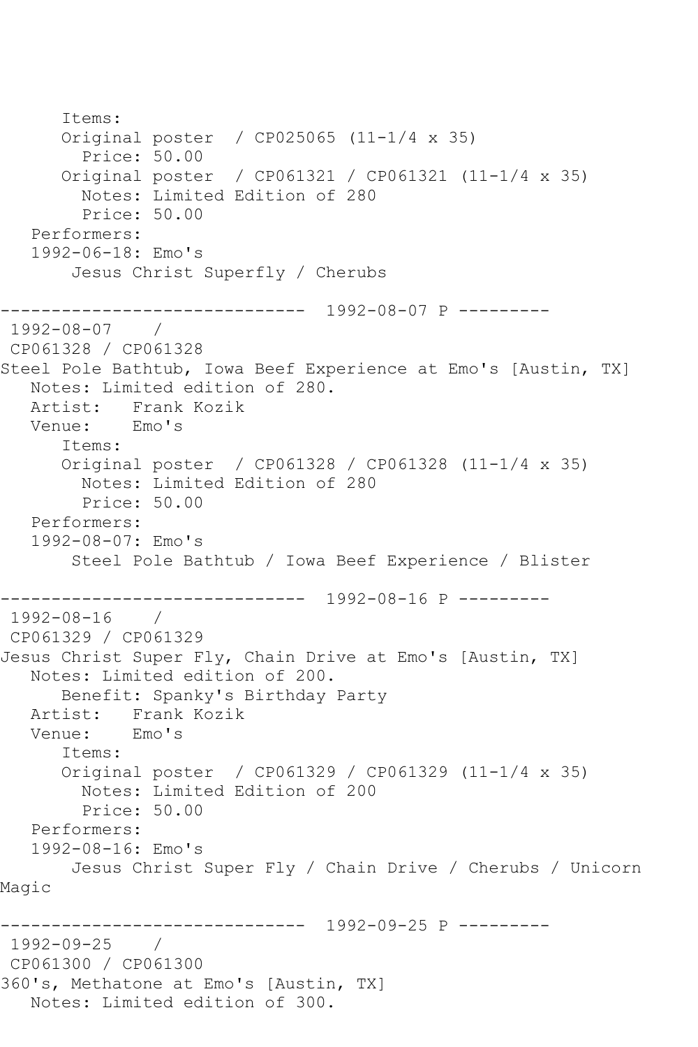```
      Items:
      Original poster  / CP025065 (11-1/4 x 35)
        Price: 50.00
      Original poster  / CP061321 / CP061321 (11-1/4 x 35)
        Notes: Limited Edition of 280
        Price: 50.00
   Performers:
   1992-06-18: Emo's
       Jesus Christ Superfly / Cherubs

------------------------------  1992-08-07 P ---------
 1992-08-07    / 
 CP061328 / CP061328
Steel Pole Bathtub, Iowa Beef Experience at Emo's [Austin, TX]
   Notes: Limited edition of 280.
   Artist:   Frank Kozik
   Venue:    Emo's
      Items:
      Original poster  / CP061328 / CP061328 (11-1/4 x 35)
        Notes: Limited Edition of 280
        Price: 50.00
   Performers:
   1992-08-07: Emo's
       Steel Pole Bathtub / Iowa Beef Experience / Blister

------------------------------  1992-08-16 P ---------
 1992-08-16    / 
 CP061329 / CP061329
Jesus Christ Super Fly, Chain Drive at Emo's [Austin, TX]
   Notes: Limited edition of 200.
      Benefit: Spanky's Birthday Party
   Artist:   Frank Kozik
   Venue:    Emo's
      Items:
      Original poster  / CP061329 / CP061329 (11-1/4 x 35)
        Notes: Limited Edition of 200
        Price: 50.00
   Performers:
   1992-08-16: Emo's
       Jesus Christ Super Fly / Chain Drive / Cherubs / Unicorn 
Magic

------------------------------  1992-09-25 P ---------
 1992-09-25    / 
 CP061300 / CP061300
360's, Methatone at Emo's [Austin, TX]
   Notes: Limited edition of 300.
```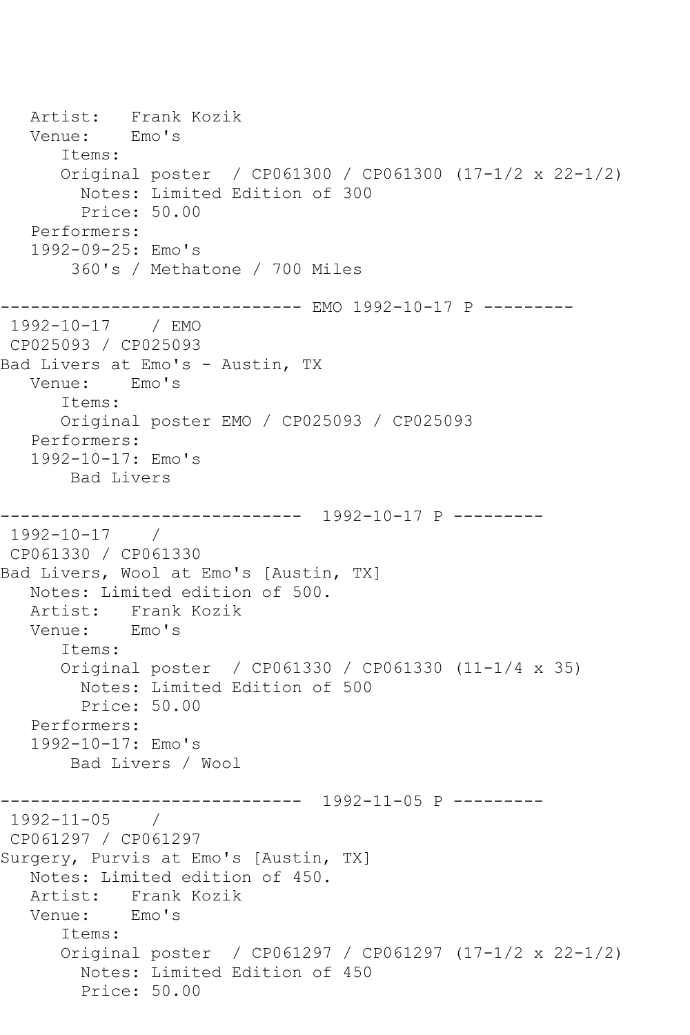```
   Artist:   Frank Kozik
   Venue:    Emo's
      Items:
      Original poster  / CP061300 / CP061300 (17-1/2 x 22-1/2)
        Notes: Limited Edition of 300
        Price: 50.00
   Performers:
   1992-09-25: Emo's
       360's / Methatone / 700 Miles

------------------------------ EMO 1992-10-17 P ---------
 1992-10-17    / EMO
 CP025093 / CP025093
Bad Livers at Emo's - Austin, TX
   Venue:    Emo's
      Items:
      Original poster EMO / CP025093 / CP025093
   Performers:
   1992-10-17: Emo's
       Bad Livers

------------------------------  1992-10-17 P ---------
 1992-10-17    /
 CP061330 / CP061330
Bad Livers, Wool at Emo's [Austin, TX]
   Notes: Limited edition of 500.
   Artist:   Frank Kozik
   Venue:    Emo's
      Items:
      Original poster  / CP061330 / CP061330 (11-1/4 x 35)
        Notes: Limited Edition of 500
        Price: 50.00
   Performers:
   1992-10-17: Emo's
       Bad Livers / Wool

------------------------------  1992-11-05 P ---------
 1992-11-05    /
 CP061297 / CP061297
Surgery, Purvis at Emo's [Austin, TX]
   Notes: Limited edition of 450.
   Artist:   Frank Kozik
   Venue:    Emo's
      Items:
      Original poster  / CP061297 / CP061297 (17-1/2 x 22-1/2)
        Notes: Limited Edition of 450
        Price: 50.00
```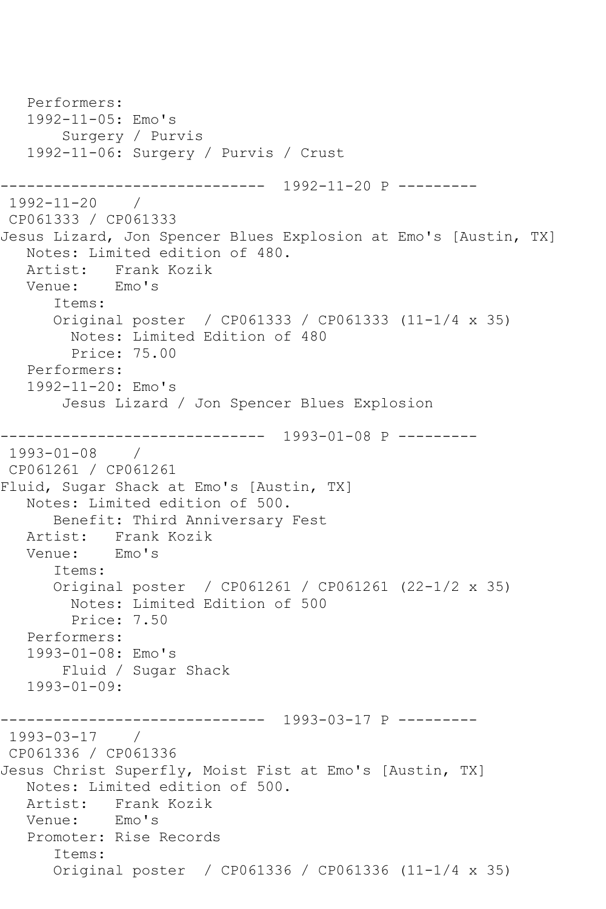```
   Performers:
   1992-11-05: Emo's
       Surgery / Purvis
   1992-11-06: Surgery / Purvis / Crust

------------------------------  1992-11-20 P ---------
 1992-11-20    /
 CP061333 / CP061333
Jesus Lizard, Jon Spencer Blues Explosion at Emo's [Austin, TX]
   Notes: Limited edition of 480.
   Artist:   Frank Kozik
   Venue:    Emo's
      Items:
      Original poster  / CP061333 / CP061333 (11-1/4 x 35)
        Notes: Limited Edition of 480
        Price: 75.00
   Performers:
   1992-11-20: Emo's
       Jesus Lizard / Jon Spencer Blues Explosion

------------------------------  1993-01-08 P ---------
 1993-01-08    /
 CP061261 / CP061261
Fluid, Sugar Shack at Emo's [Austin, TX]
   Notes: Limited edition of 500.
      Benefit: Third Anniversary Fest
   Artist:   Frank Kozik
   Venue:    Emo's
      Items:
      Original poster  / CP061261 / CP061261 (22-1/2 x 35)
        Notes: Limited Edition of 500
        Price: 7.50
   Performers:
   1993-01-08: Emo's
       Fluid / Sugar Shack
   1993-01-09:

------------------------------  1993-03-17 P ---------
 1993-03-17    /
 CP061336 / CP061336
Jesus Christ Superfly, Moist Fist at Emo's [Austin, TX]
   Notes: Limited edition of 500.
   Artist:   Frank Kozik
   Venue:    Emo's
   Promoter: Rise Records
      Items:
      Original poster  / CP061336 / CP061336 (11-1/4 x 35)
```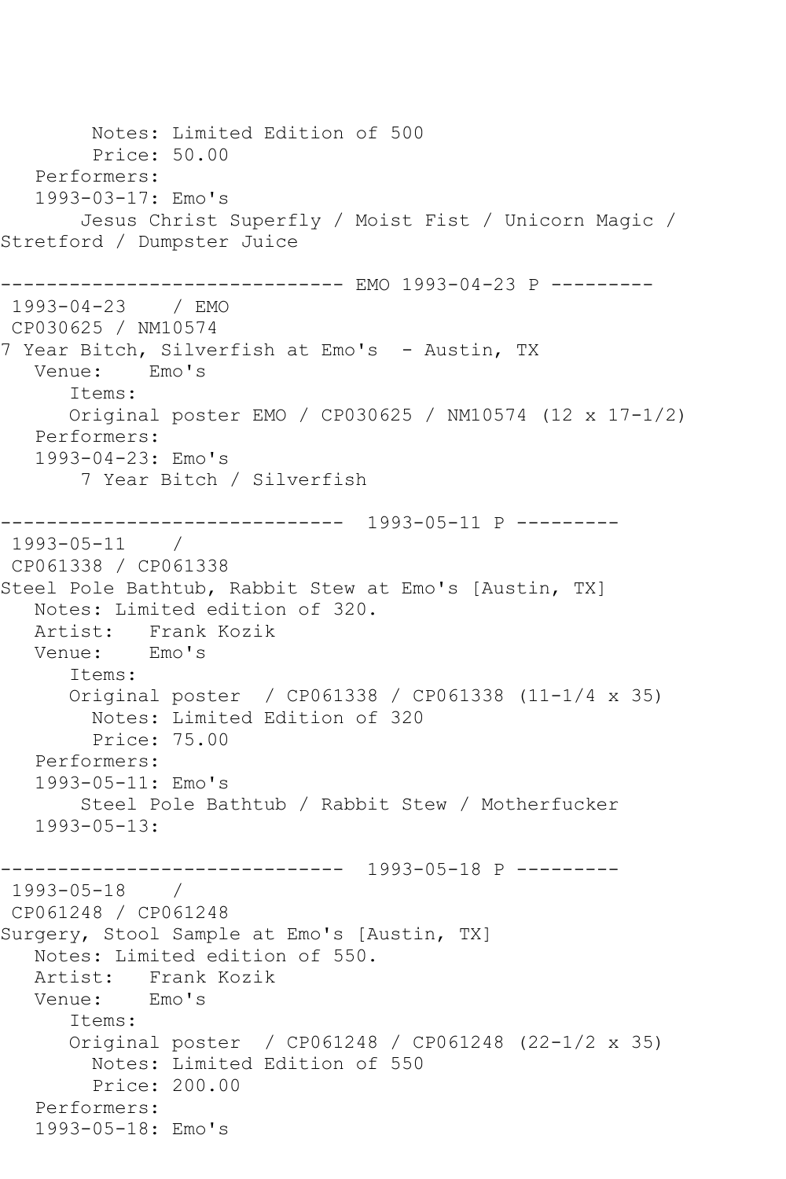```
        Notes: Limited Edition of 500
        Price: 50.00
   Performers:
   1993-03-17: Emo's
       Jesus Christ Superfly / Moist Fist / Unicorn Magic / 
Stretford / Dumpster Juice

------------------------------ EMO 1993-04-23 P ---------
 1993-04-23    / EMO
 CP030625 / NM10574
7 Year Bitch, Silverfish at Emo's  - Austin, TX
   Venue:    Emo's
      Items:
      Original poster EMO / CP030625 / NM10574 (12 x 17-1/2)
   Performers:
   1993-04-23: Emo's
       7 Year Bitch / Silverfish

------------------------------  1993-05-11 P ---------
 1993-05-11    / 
 CP061338 / CP061338
Steel Pole Bathtub, Rabbit Stew at Emo's [Austin, TX]
   Notes: Limited edition of 320.
   Artist:   Frank Kozik
   Venue:    Emo's
      Items:
      Original poster  / CP061338 / CP061338 (11-1/4 x 35)
        Notes: Limited Edition of 320
        Price: 75.00
   Performers:
   1993-05-11: Emo's
       Steel Pole Bathtub / Rabbit Stew / Motherfucker
   1993-05-13: 

------------------------------  1993-05-18 P ---------
 1993-05-18    / 
 CP061248 / CP061248
Surgery, Stool Sample at Emo's [Austin, TX]
   Notes: Limited edition of 550.
   Artist:   Frank Kozik
   Venue:    Emo's
      Items:
      Original poster  / CP061248 / CP061248 (22-1/2 x 35)
        Notes: Limited Edition of 550
        Price: 200.00
   Performers:
   1993-05-18: Emo's
```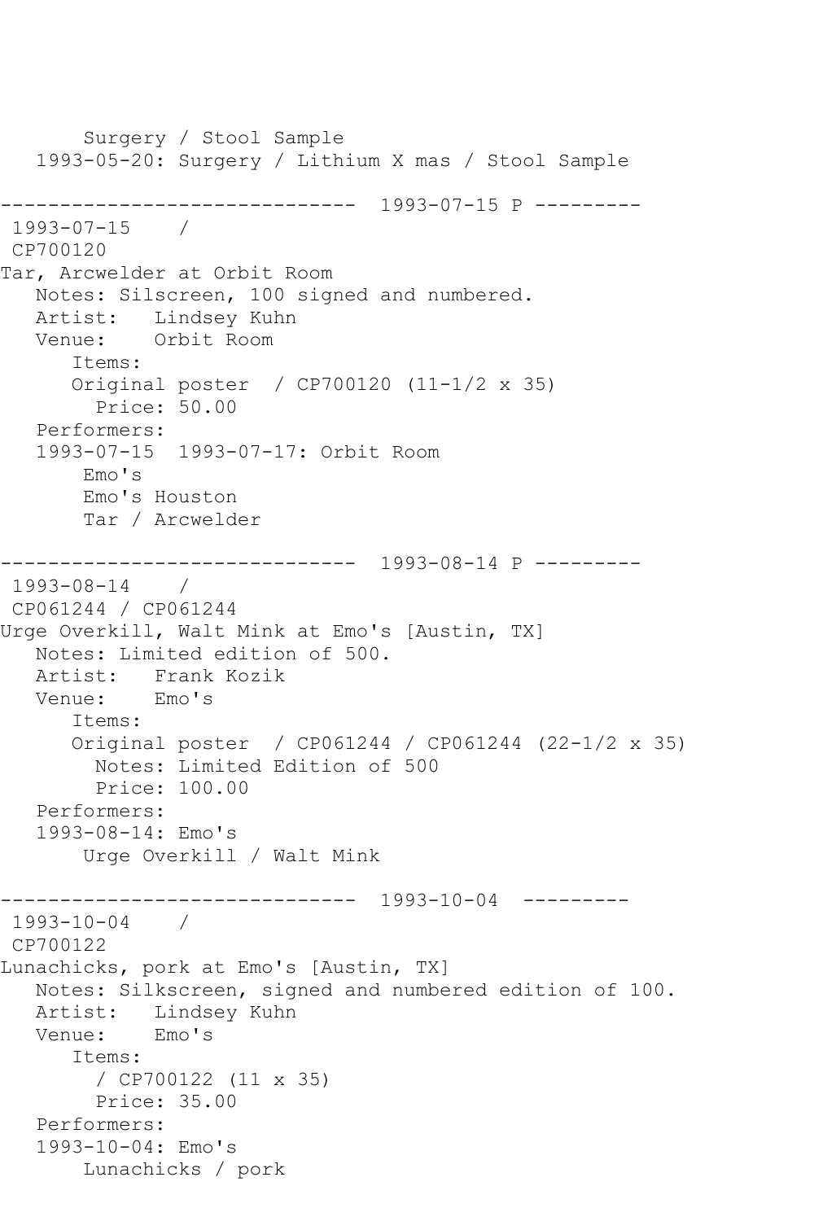```
      Surgery / Stool Sample
   1993-05-20: Surgery / Lithium X mas / Stool Sample

------------------------------  1993-07-15 P ---------
 1993-07-15    /
 CP700120
Tar, Arcwelder at Orbit Room
   Notes: Silscreen, 100 signed and numbered.
   Artist:   Lindsey Kuhn
   Venue:    Orbit Room
      Items:
      Original poster  / CP700120 (11-1/2 x 35)
        Price: 50.00
   Performers:
   1993-07-15  1993-07-17: Orbit Room
       Emo's
       Emo's Houston
       Tar / Arcwelder

------------------------------  1993-08-14 P ---------
 1993-08-14    /
 CP061244 / CP061244
Urge Overkill, Walt Mink at Emo's [Austin, TX]
   Notes: Limited edition of 500.
   Artist:   Frank Kozik
   Venue:    Emo's
      Items:
      Original poster  / CP061244 / CP061244 (22-1/2 x 35)
        Notes: Limited Edition of 500
        Price: 100.00
   Performers:
   1993-08-14: Emo's
       Urge Overkill / Walt Mink

------------------------------  1993-10-04  ---------
 1993-10-04    /
 CP700122
Lunachicks, pork at Emo's [Austin, TX]
   Notes: Silkscreen, signed and numbered edition of 100.
   Artist:   Lindsey Kuhn
   Venue:    Emo's
      Items:
        / CP700122 (11 x 35)
        Price: 35.00
   Performers:
   1993-10-04: Emo's
       Lunachicks / pork
```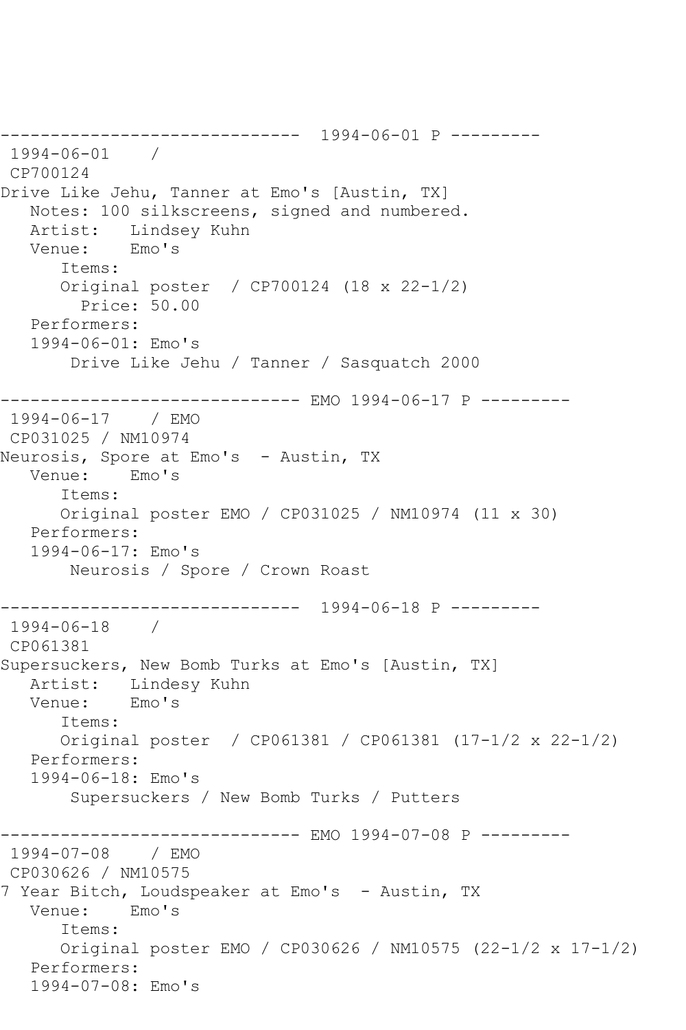```
------------------------------  1994-06-01 P ---------
 1994-06-01    / 
 CP700124
Drive Like Jehu, Tanner at Emo's [Austin, TX]
   Notes: 100 silkscreens, signed and numbered.
   Artist:   Lindsey Kuhn
   Venue:    Emo's
      Items:
      Original poster  / CP700124 (18 x 22-1/2)
        Price: 50.00
   Performers:
   1994-06-01: Emo's
       Drive Like Jehu / Tanner / Sasquatch 2000

------------------------------ EMO 1994-06-17 P ---------
 1994-06-17    / EMO
 CP031025 / NM10974
Neurosis, Spore at Emo's  - Austin, TX
   Venue:    Emo's
      Items:
      Original poster EMO / CP031025 / NM10974 (11 x 30)
   Performers:
   1994-06-17: Emo's
       Neurosis / Spore / Crown Roast

------------------------------  1994-06-18 P ---------
 1994-06-18    / 
 CP061381
Supersuckers, New Bomb Turks at Emo's [Austin, TX]
   Artist:   Lindesy Kuhn
   Venue:    Emo's
      Items:
      Original poster  / CP061381 / CP061381 (17-1/2 x 22-1/2)
   Performers:
   1994-06-18: Emo's
       Supersuckers / New Bomb Turks / Putters

------------------------------ EMO 1994-07-08 P ---------
 1994-07-08    / EMO
 CP030626 / NM10575
7 Year Bitch, Loudspeaker at Emo's  - Austin, TX
   Venue:    Emo's
      Items:
      Original poster EMO / CP030626 / NM10575 (22-1/2 x 17-1/2)
   Performers:
   1994-07-08: Emo's
```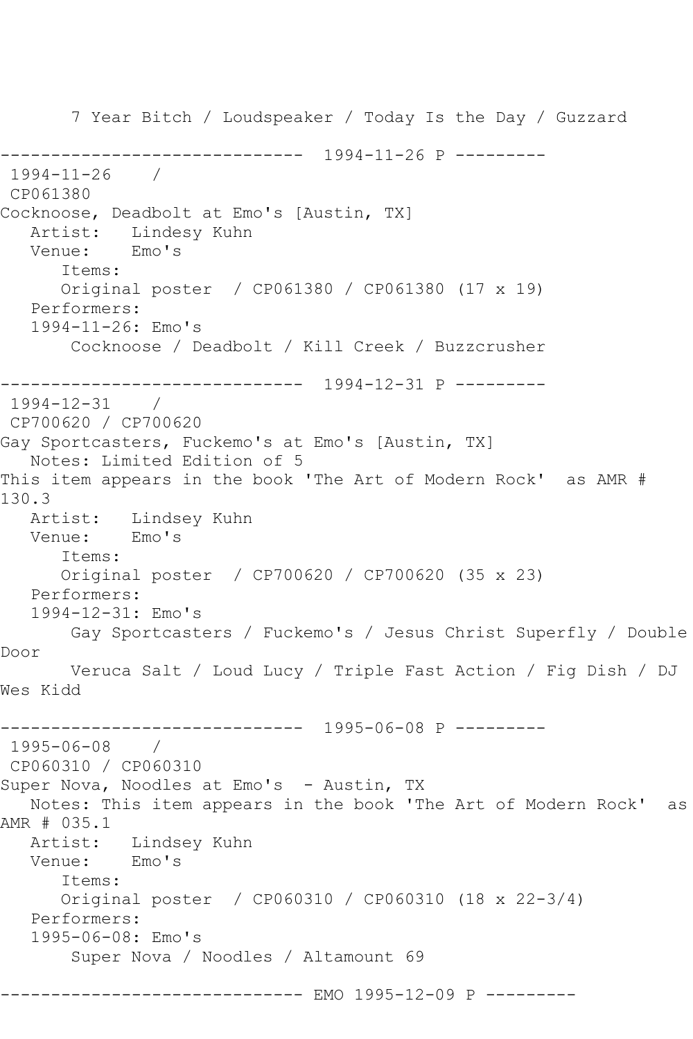7 Year Bitch / Loudspeaker / Today Is the Day / Guzzard

------------------------------ 1994-11-26 P ---------

1994-11-26 /
CP061380
Cocknoose, Deadbolt at Emo's [Austin, TX]
Artist: Lindesy Kuhn
Venue: Emo's
Items:
Original poster / CP061380 / CP061380 (17 x 19)
Performers:
1994-11-26: Emo's
Cocknoose / Deadbolt / Kill Creek / Buzzcrusher

------------------------------ 1994-12-31 P ---------

1994-12-31 /
CP700620 / CP700620
Gay Sportcasters, Fuckemo's at Emo's [Austin, TX]
Notes: Limited Edition of 5
This item appears in the book 'The Art of Modern Rock' as AMR # 130.3
Artist: Lindsey Kuhn
Venue: Emo's
Items:
Original poster / CP700620 / CP700620 (35 x 23)
Performers:
1994-12-31: Emo's
Gay Sportcasters / Fuckemo's / Jesus Christ Superfly / Double Door
Veruca Salt / Loud Lucy / Triple Fast Action / Fig Dish / DJ Wes Kidd

------------------------------ 1995-06-08 P ---------

1995-06-08 /
CP060310 / CP060310
Super Nova, Noodles at Emo's - Austin, TX
Notes: This item appears in the book 'The Art of Modern Rock' as AMR # 035.1
Artist: Lindsey Kuhn
Venue: Emo's
Items:
Original poster / CP060310 / CP060310 (18 x 22-3/4)
Performers:
1995-06-08: Emo's
Super Nova / Noodles / Altamount 69

------------------------------ EMO 1995-12-09 P ---------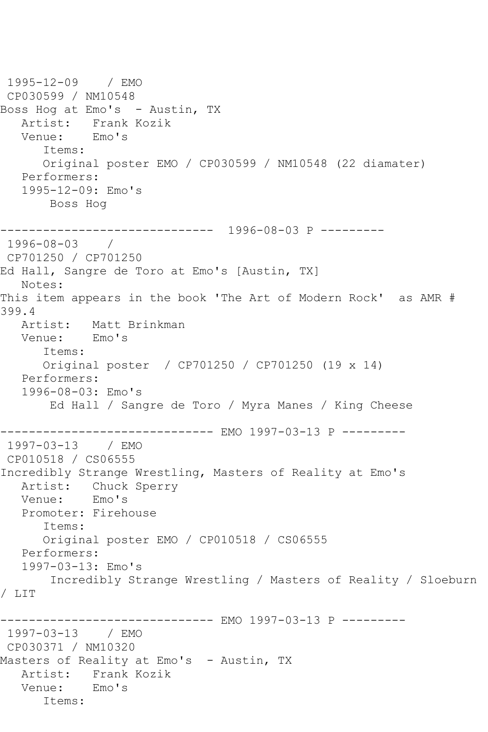1995-12-09 / EMO
CP030599 / NM10548
Boss Hog at Emo's - Austin, TX
Artist: Frank Kozik
Venue: Emo's
Items:
Original poster EMO / CP030599 / NM10548 (22 diamater)
Performers:
1995-12-09: Emo's
Boss Hog

------------------------------ 1996-08-03 P ---------
1996-08-03 /
CP701250 / CP701250
Ed Hall, Sangre de Toro at Emo's [Austin, TX]
Notes:
This item appears in the book 'The Art of Modern Rock' as AMR # 399.4
Artist: Matt Brinkman
Venue: Emo's
Items:
Original poster / CP701250 / CP701250 (19 x 14)
Performers:
1996-08-03: Emo's
Ed Hall / Sangre de Toro / Myra Manes / King Cheese

------------------------------ EMO 1997-03-13 P ---------
1997-03-13 / EMO
CP010518 / CS06555
Incredibly Strange Wrestling, Masters of Reality at Emo's
Artist: Chuck Sperry
Venue: Emo's
Promoter: Firehouse
Items:
Original poster EMO / CP010518 / CS06555
Performers:
1997-03-13: Emo's
Incredibly Strange Wrestling / Masters of Reality / Sloeburn / LIT

------------------------------ EMO 1997-03-13 P ---------
1997-03-13 / EMO
CP030371 / NM10320
Masters of Reality at Emo's - Austin, TX
Artist: Frank Kozik
Venue: Emo's
Items: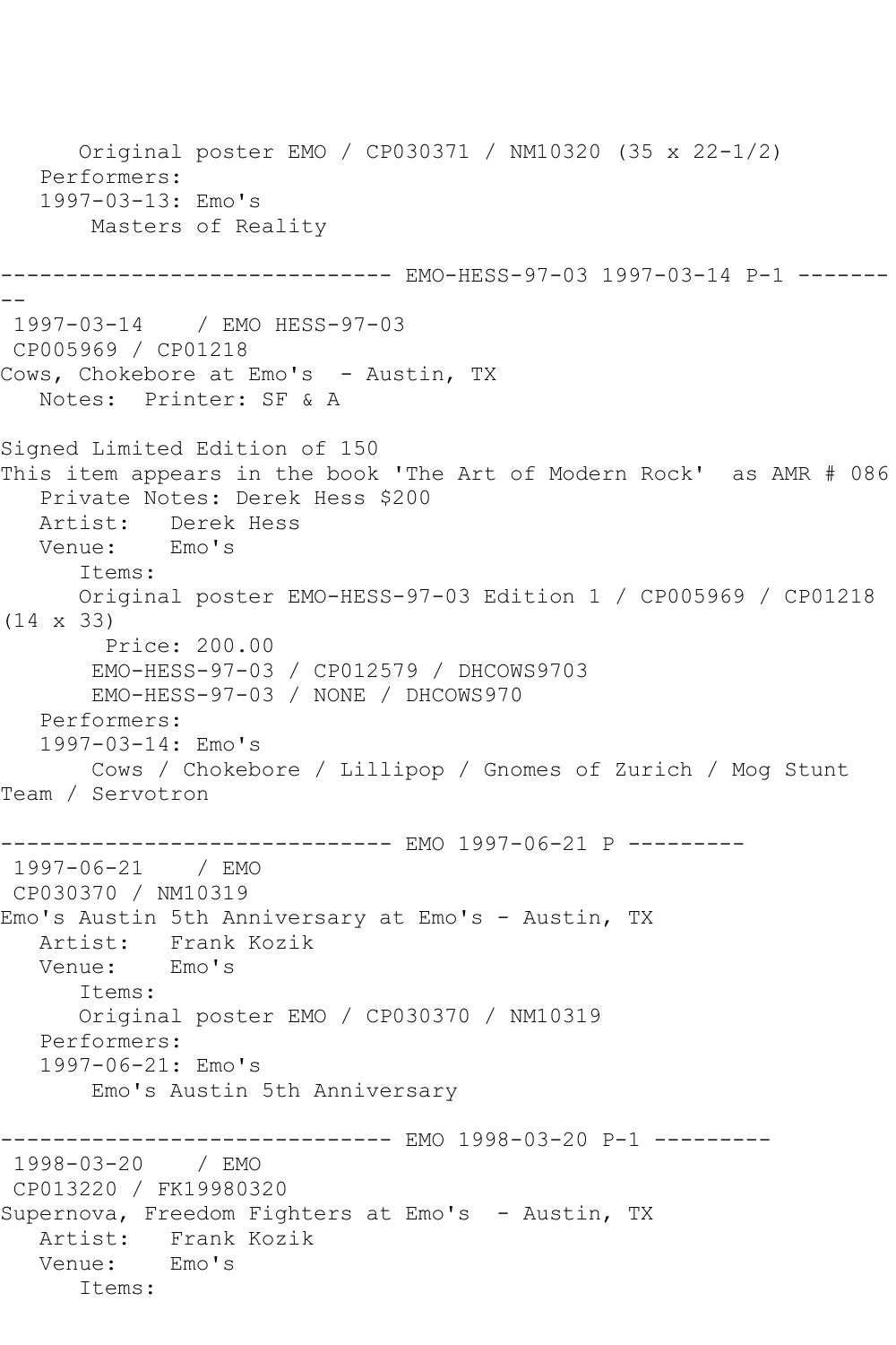Original poster EMO / CP030371 / NM10320 (35 x 22-1/2)
Performers:
1997-03-13: Emo's
Masters of Reality

------------------------------ EMO-HESS-97-03 1997-03-14 P-1 ---------

1997-03-14 / EMO HESS-97-03
CP005969 / CP01218
Cows, Chokebore at Emo's - Austin, TX
Notes: Printer: SF & A

Signed Limited Edition of 150
This item appears in the book 'The Art of Modern Rock' as AMR # 086
Private Notes: Derek Hess $200
Artist: Derek Hess
Venue: Emo's
Items:
Original poster EMO-HESS-97-03 Edition 1 / CP005969 / CP01218 (14 x 33)
Price: 200.00
EMO-HESS-97-03 / CP012579 / DHCOWS9703
EMO-HESS-97-03 / NONE / DHCOWS970
Performers:
1997-03-14: Emo's
Cows / Chokebore / Lillipop / Gnomes of Zurich / Mog Stunt Team / Servotron

------------------------------ EMO 1997-06-21 P ---------

1997-06-21 / EMO
CP030370 / NM10319
Emo's Austin 5th Anniversary at Emo's - Austin, TX
Artist: Frank Kozik
Venue: Emo's
Items:
Original poster EMO / CP030370 / NM10319
Performers:
1997-06-21: Emo's
Emo's Austin 5th Anniversary

------------------------------ EMO 1998-03-20 P-1 ---------

1998-03-20 / EMO
CP013220 / FK19980320
Supernova, Freedom Fighters at Emo's - Austin, TX
Artist: Frank Kozik
Venue: Emo's
Items: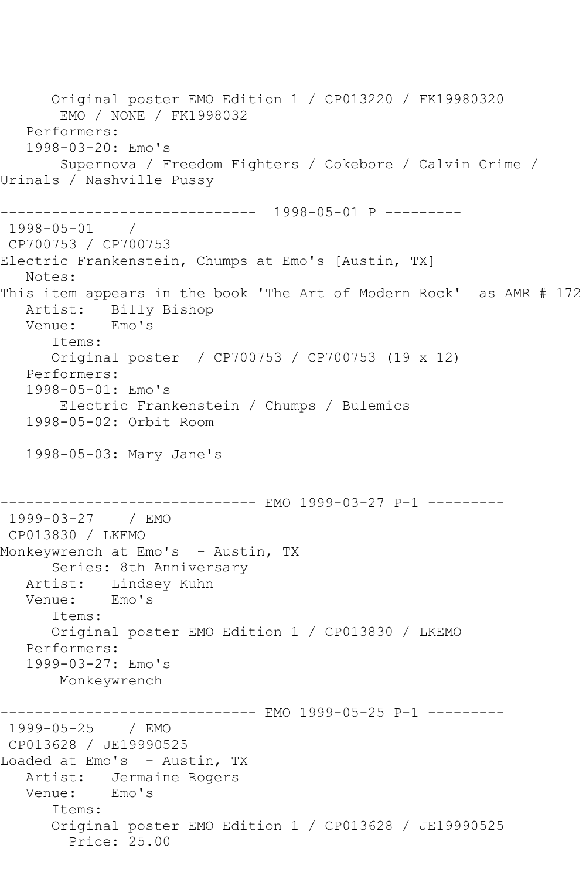Original poster EMO Edition 1 / CP013220 / FK19980320
EMO / NONE / FK1998032
Performers:
1998-03-20: Emo's
Supernova / Freedom Fighters / Cokebore / Calvin Crime / Urinals / Nashville Pussy

------------------------------ 1998-05-01 P ---------
1998-05-01 /
CP700753 / CP700753
Electric Frankenstein, Chumps at Emo's [Austin, TX]
Notes:
This item appears in the book 'The Art of Modern Rock' as AMR # 172
Artist: Billy Bishop
Venue: Emo's
Items:
Original poster / CP700753 / CP700753 (19 x 12)
Performers:
1998-05-01: Emo's
Electric Frankenstein / Chumps / Bulemics
1998-05-02: Orbit Room

1998-05-03: Mary Jane's

------------------------------ EMO 1999-03-27 P-1 ---------
1999-03-27 / EMO
CP013830 / LKEMO
Monkeywrench at Emo's - Austin, TX
Series: 8th Anniversary
Artist: Lindsey Kuhn
Venue: Emo's
Items:
Original poster EMO Edition 1 / CP013830 / LKEMO
Performers:
1999-03-27: Emo's
Monkeywrench

------------------------------ EMO 1999-05-25 P-1 ---------
1999-05-25 / EMO
CP013628 / JE19990525
Loaded at Emo's - Austin, TX
Artist: Jermaine Rogers
Venue: Emo's
Items:
Original poster EMO Edition 1 / CP013628 / JE19990525
Price: 25.00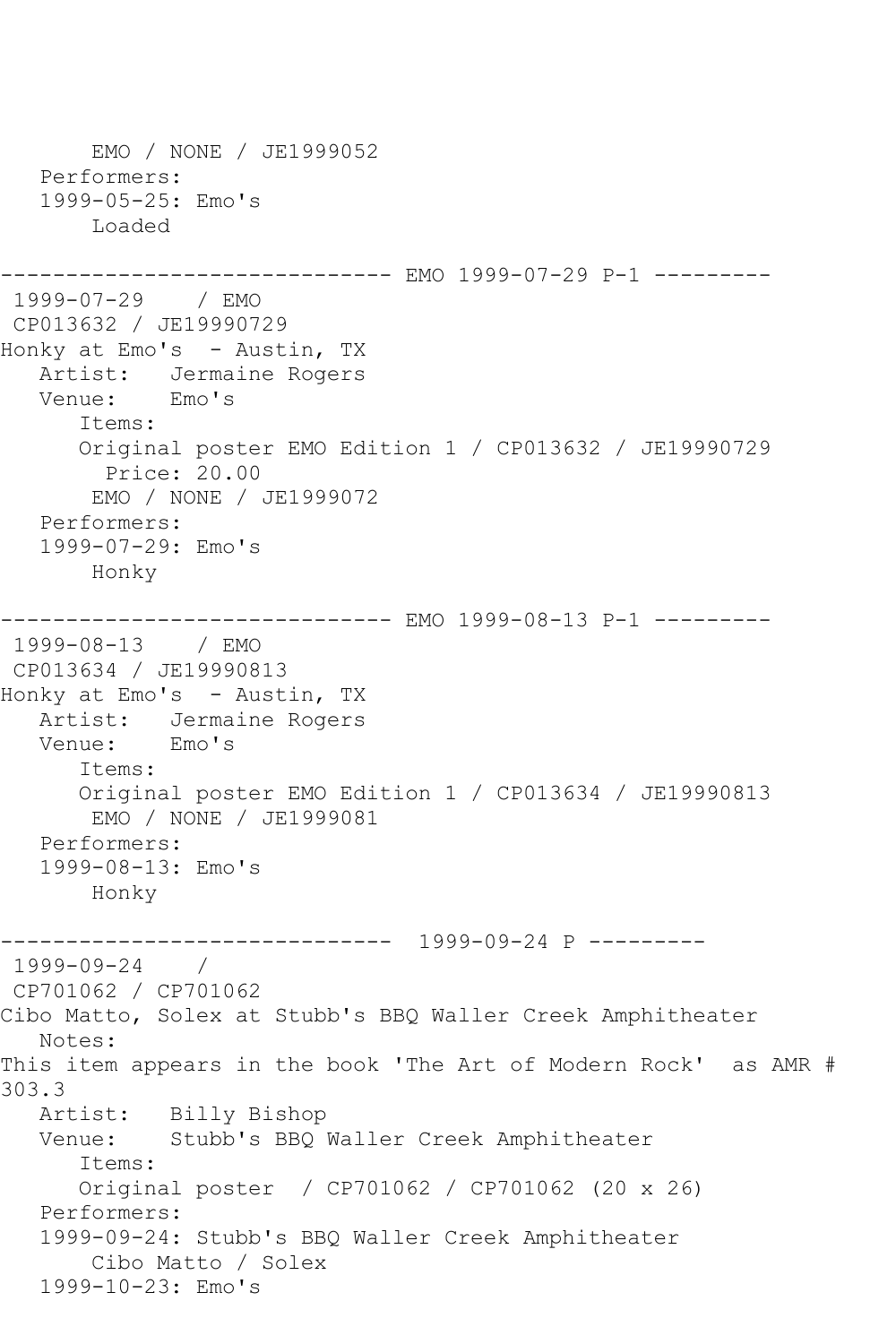```
       EMO / NONE / JE1999052
   Performers:
   1999-05-25: Emo's
       Loaded

------------------------------ EMO 1999-07-29 P-1 ---------
 1999-07-29    / EMO
 CP013632 / JE19990729
Honky at Emo's  - Austin, TX
   Artist:   Jermaine Rogers
   Venue:    Emo's
      Items:
      Original poster EMO Edition 1 / CP013632 / JE19990729
        Price: 20.00
       EMO / NONE / JE1999072
   Performers:
   1999-07-29: Emo's
       Honky

------------------------------ EMO 1999-08-13 P-1 ---------
 1999-08-13    / EMO
 CP013634 / JE19990813
Honky at Emo's  - Austin, TX
   Artist:   Jermaine Rogers
   Venue:    Emo's
      Items:
      Original poster EMO Edition 1 / CP013634 / JE19990813
       EMO / NONE / JE1999081
   Performers:
   1999-08-13: Emo's
       Honky

------------------------------  1999-09-24 P ---------
 1999-09-24    /
 CP701062 / CP701062
Cibo Matto, Solex at Stubb's BBQ Waller Creek Amphitheater
   Notes:
This item appears in the book 'The Art of Modern Rock'  as AMR #
303.3
   Artist:   Billy Bishop
   Venue:    Stubb's BBQ Waller Creek Amphitheater
      Items:
      Original poster  / CP701062 / CP701062 (20 x 26)
   Performers:
   1999-09-24: Stubb's BBQ Waller Creek Amphitheater
       Cibo Matto / Solex
   1999-10-23: Emo's
```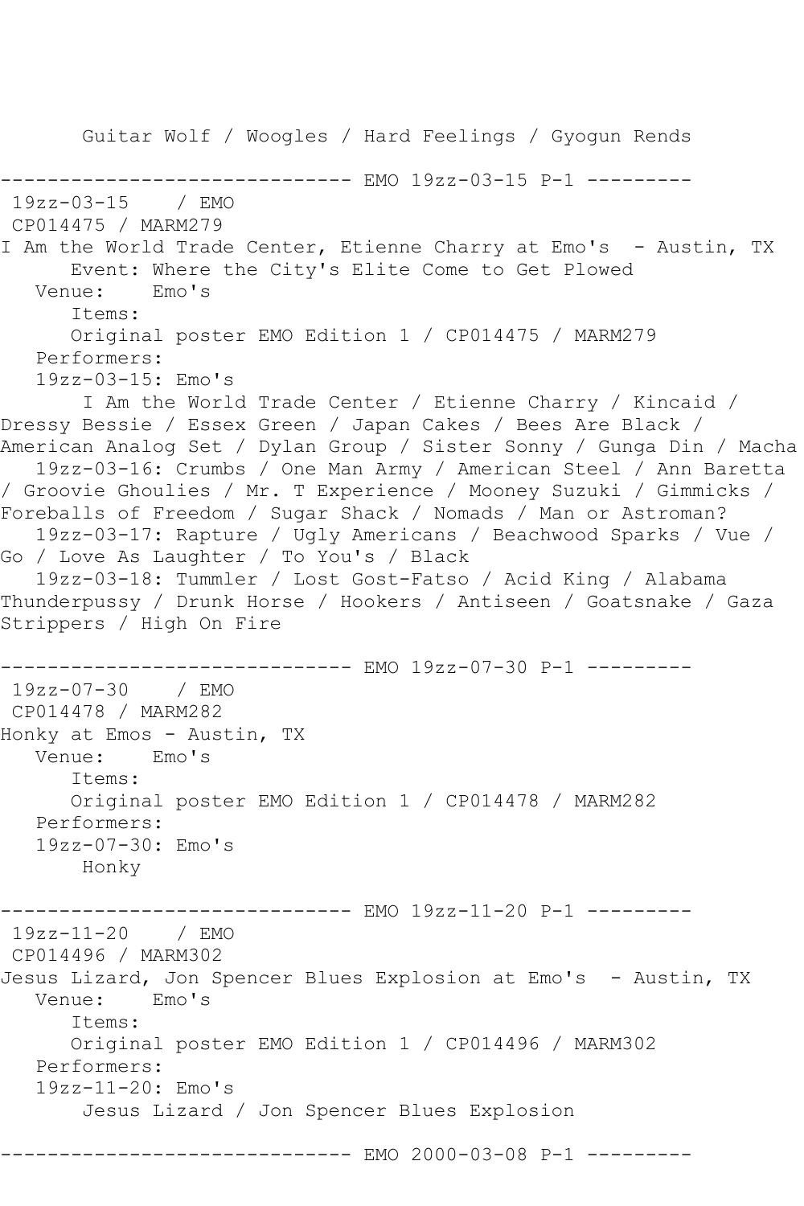Guitar Wolf / Woogles / Hard Feelings / Gyogun Rends

------------------------------ EMO 19zz-03-15 P-1 ---------

19zz-03-15 / EMO
CP014475 / MARM279
I Am the World Trade Center, Etienne Charry at Emo's - Austin, TX
Event: Where the City's Elite Come to Get Plowed
Venue: Emo's
Items:
Original poster EMO Edition 1 / CP014475 / MARM279
Performers:
19zz-03-15: Emo's
I Am the World Trade Center / Etienne Charry / Kincaid / Dressy Bessie / Essex Green / Japan Cakes / Bees Are Black / American Analog Set / Dylan Group / Sister Sonny / Gunga Din / Macha
19zz-03-16: Crumbs / One Man Army / American Steel / Ann Baretta / Groovie Ghoulies / Mr. T Experience / Mooney Suzuki / Gimmicks / Foreballs of Freedom / Sugar Shack / Nomads / Man or Astroman?
19zz-03-17: Rapture / Ugly Americans / Beachwood Sparks / Vue / Go / Love As Laughter / To You's / Black
19zz-03-18: Tummler / Lost Gost-Fatso / Acid King / Alabama Thunderpussy / Drunk Horse / Hookers / Antiseen / Goatsnake / Gaza Strippers / High On Fire

------------------------------ EMO 19zz-07-30 P-1 ---------

19zz-07-30 / EMO
CP014478 / MARM282
Honky at Emos - Austin, TX
Venue: Emo's
Items:
Original poster EMO Edition 1 / CP014478 / MARM282
Performers:
19zz-07-30: Emo's
Honky

------------------------------ EMO 19zz-11-20 P-1 ---------

19zz-11-20 / EMO
CP014496 / MARM302
Jesus Lizard, Jon Spencer Blues Explosion at Emo's - Austin, TX
Venue: Emo's
Items:
Original poster EMO Edition 1 / CP014496 / MARM302
Performers:
19zz-11-20: Emo's
Jesus Lizard / Jon Spencer Blues Explosion

------------------------------ EMO 2000-03-08 P-1 ---------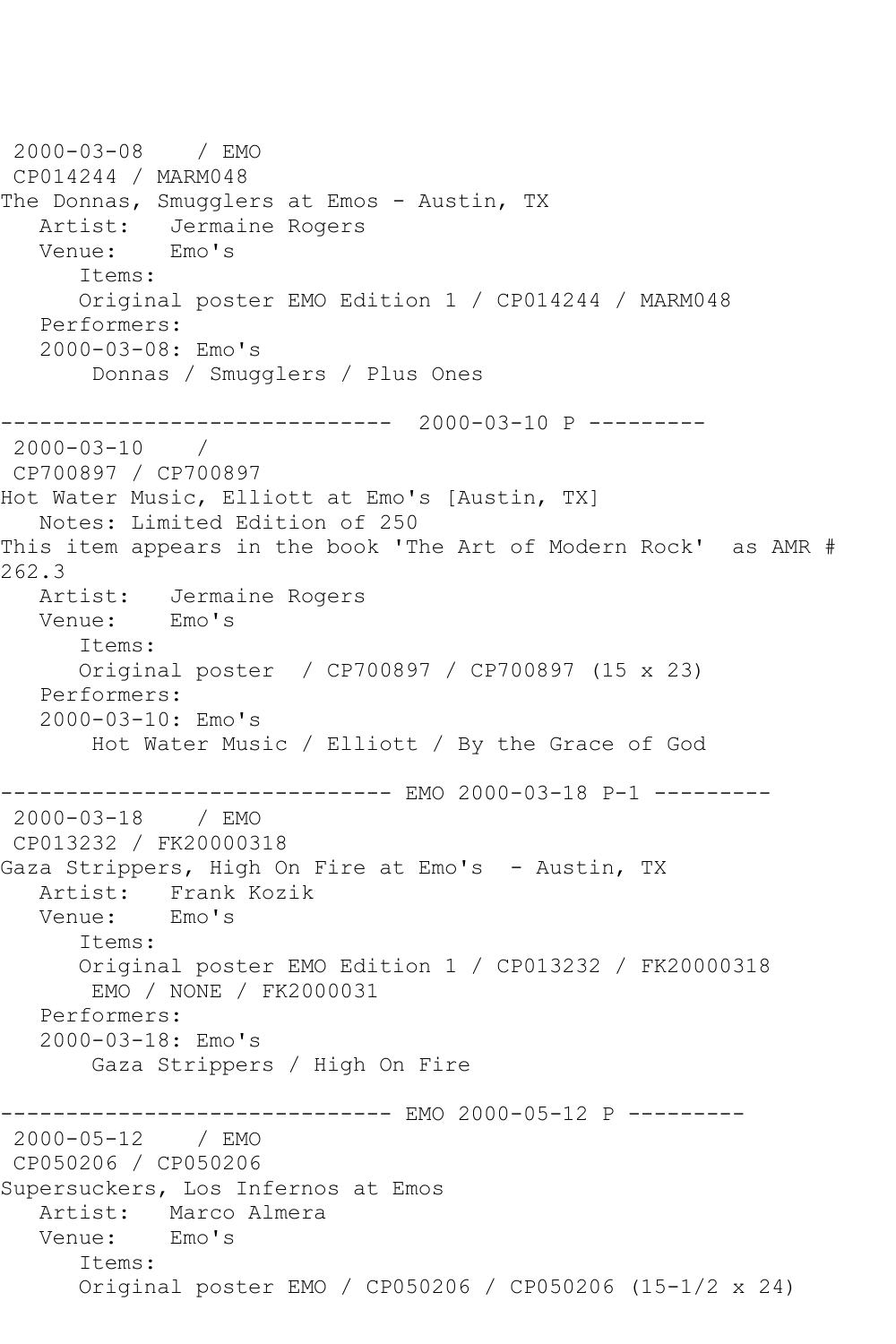2000-03-08 / EMO
CP014244 / MARM048
The Donnas, Smugglers at Emos - Austin, TX
Artist: Jermaine Rogers
Venue: Emo's
Items:
Original poster EMO Edition 1 / CP014244 / MARM048
Performers:
2000-03-08: Emo's
Donnas / Smugglers / Plus Ones

------------------------------ 2000-03-10 P ---------

2000-03-10 /
CP700897 / CP700897
Hot Water Music, Elliott at Emo's [Austin, TX]
Notes: Limited Edition of 250
This item appears in the book 'The Art of Modern Rock' as AMR # 262.3
Artist: Jermaine Rogers
Venue: Emo's
Items:
Original poster / CP700897 / CP700897 (15 x 23)
Performers:
2000-03-10: Emo's
Hot Water Music / Elliott / By the Grace of God

------------------------------ EMO 2000-03-18 P-1 ---------

2000-03-18 / EMO
CP013232 / FK20000318
Gaza Strippers, High On Fire at Emo's - Austin, TX
Artist: Frank Kozik
Venue: Emo's
Items:
Original poster EMO Edition 1 / CP013232 / FK20000318
EMO / NONE / FK2000031
Performers:
2000-03-18: Emo's
Gaza Strippers / High On Fire

------------------------------ EMO 2000-05-12 P ---------

2000-05-12 / EMO
CP050206 / CP050206
Supersuckers, Los Infernos at Emos
Artist: Marco Almera
Venue: Emo's
Items:
Original poster EMO / CP050206 / CP050206 (15-1/2 x 24)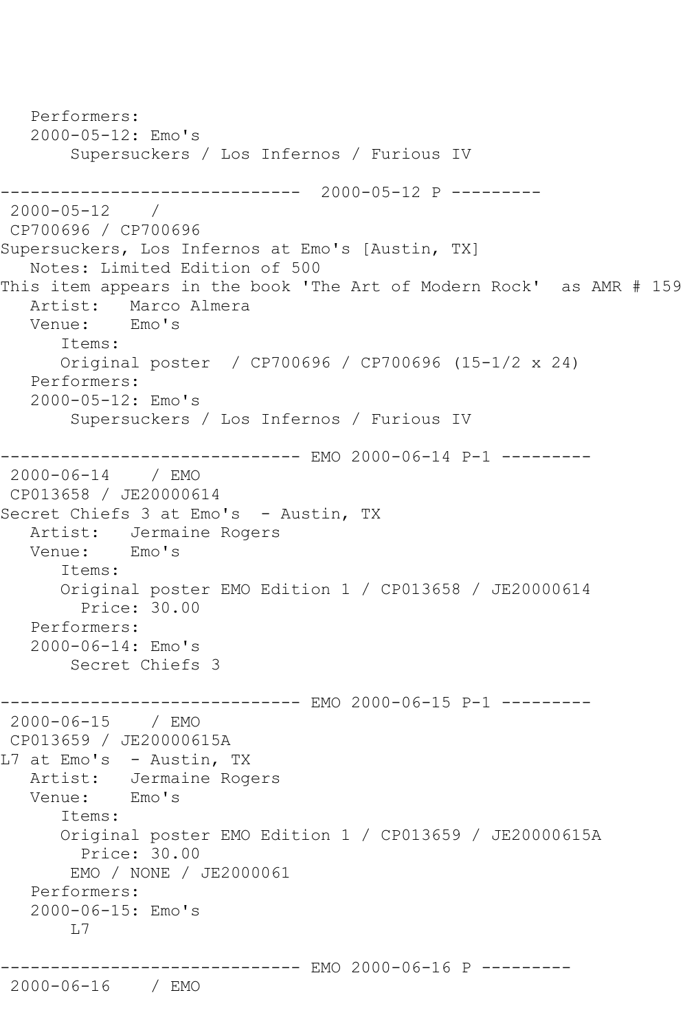```
   Performers:
   2000-05-12: Emo's
       Supersuckers / Los Infernos / Furious IV

------------------------------  2000-05-12 P ---------
 2000-05-12    /
 CP700696 / CP700696
Supersuckers, Los Infernos at Emo's [Austin, TX]
   Notes: Limited Edition of 500
This item appears in the book 'The Art of Modern Rock'  as AMR # 159
   Artist:   Marco Almera
   Venue:    Emo's
      Items:
      Original poster  / CP700696 / CP700696 (15-1/2 x 24)
   Performers:
   2000-05-12: Emo's
       Supersuckers / Los Infernos / Furious IV

------------------------------ EMO 2000-06-14 P-1 ---------
 2000-06-14    / EMO
 CP013658 / JE20000614
Secret Chiefs 3 at Emo's  - Austin, TX
   Artist:   Jermaine Rogers
   Venue:    Emo's
      Items:
      Original poster EMO Edition 1 / CP013658 / JE20000614
        Price: 30.00
   Performers:
   2000-06-14: Emo's
       Secret Chiefs 3

------------------------------ EMO 2000-06-15 P-1 ---------
 2000-06-15    / EMO
 CP013659 / JE20000615A
L7 at Emo's  - Austin, TX
   Artist:   Jermaine Rogers
   Venue:    Emo's
      Items:
      Original poster EMO Edition 1 / CP013659 / JE20000615A
        Price: 30.00
       EMO / NONE / JE2000061
   Performers:
   2000-06-15: Emo's
       L7

------------------------------ EMO 2000-06-16 P ---------
 2000-06-16    / EMO
```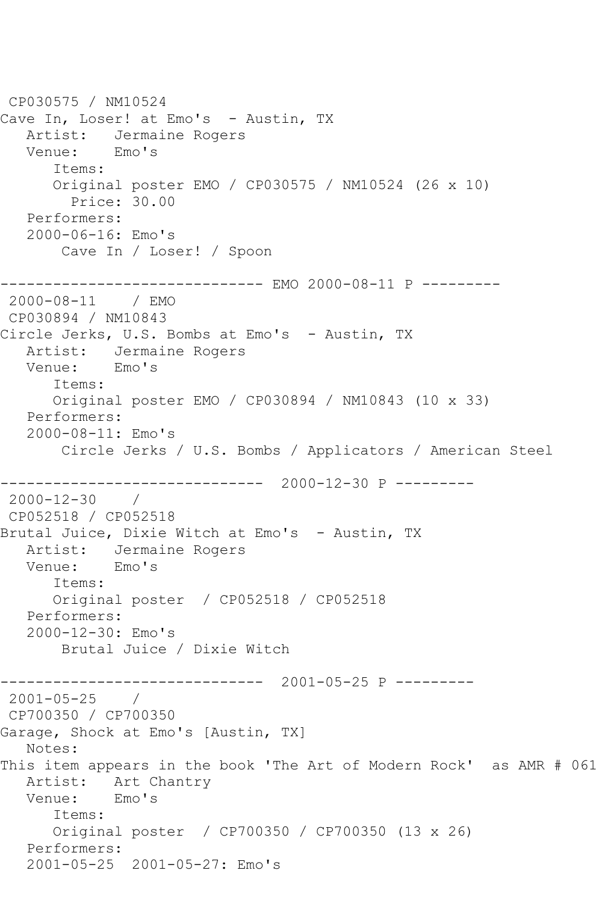CP030575 / NM10524
Cave In, Loser! at Emo's  - Austin, TX
   Artist:   Jermaine Rogers
   Venue:    Emo's
      Items:
      Original poster EMO / CP030575 / NM10524 (26 x 10)
        Price: 30.00
   Performers:
   2000-06-16: Emo's
       Cave In / Loser! / Spoon

------------------------------ EMO 2000-08-11 P ---------
 2000-08-11    / EMO
 CP030894 / NM10843
Circle Jerks, U.S. Bombs at Emo's  - Austin, TX
   Artist:   Jermaine Rogers
   Venue:    Emo's
      Items:
      Original poster EMO / CP030894 / NM10843 (10 x 33)
   Performers:
   2000-08-11: Emo's
       Circle Jerks / U.S. Bombs / Applicators / American Steel

------------------------------  2000-12-30 P ---------
 2000-12-30    /
 CP052518 / CP052518
Brutal Juice, Dixie Witch at Emo's  - Austin, TX
   Artist:   Jermaine Rogers
   Venue:    Emo's
      Items:
      Original poster  / CP052518 / CP052518
   Performers:
   2000-12-30: Emo's
       Brutal Juice / Dixie Witch

------------------------------  2001-05-25 P ---------
 2001-05-25    /
 CP700350 / CP700350
Garage, Shock at Emo's [Austin, TX]
   Notes:
This item appears in the book 'The Art of Modern Rock'  as AMR # 061
   Artist:   Art Chantry
   Venue:    Emo's
      Items:
      Original poster  / CP700350 / CP700350 (13 x 26)
   Performers:
   2001-05-25  2001-05-27: Emo's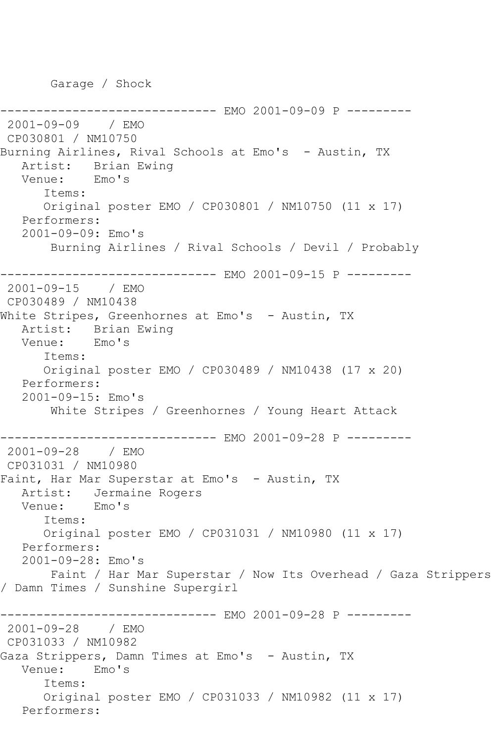Garage / Shock

------------------------------ EMO 2001-09-09 P ---------

2001-09-09 / EMO

CP030801 / NM10750

Burning Airlines, Rival Schools at Emo's - Austin, TX

Artist: Brian Ewing

Venue: Emo's

Items:

Original poster EMO / CP030801 / NM10750 (11 x 17)

Performers:

2001-09-09: Emo's

Burning Airlines / Rival Schools / Devil / Probably

------------------------------ EMO 2001-09-15 P ---------

2001-09-15 / EMO

CP030489 / NM10438

White Stripes, Greenhornes at Emo's - Austin, TX

Artist: Brian Ewing

Venue: Emo's

Items:

Original poster EMO / CP030489 / NM10438 (17 x 20)

Performers:

2001-09-15: Emo's

White Stripes / Greenhornes / Young Heart Attack

------------------------------ EMO 2001-09-28 P ---------

2001-09-28 / EMO

CP031031 / NM10980

Faint, Har Mar Superstar at Emo's - Austin, TX

Artist: Jermaine Rogers

Venue: Emo's

Items:

Original poster EMO / CP031031 / NM10980 (11 x 17)

Performers:

2001-09-28: Emo's

Faint / Har Mar Superstar / Now Its Overhead / Gaza Strippers / Damn Times / Sunshine Supergirl

------------------------------ EMO 2001-09-28 P ---------

2001-09-28 / EMO

CP031033 / NM10982

Gaza Strippers, Damn Times at Emo's - Austin, TX

Venue: Emo's

Items:

Original poster EMO / CP031033 / NM10982 (11 x 17)

Performers: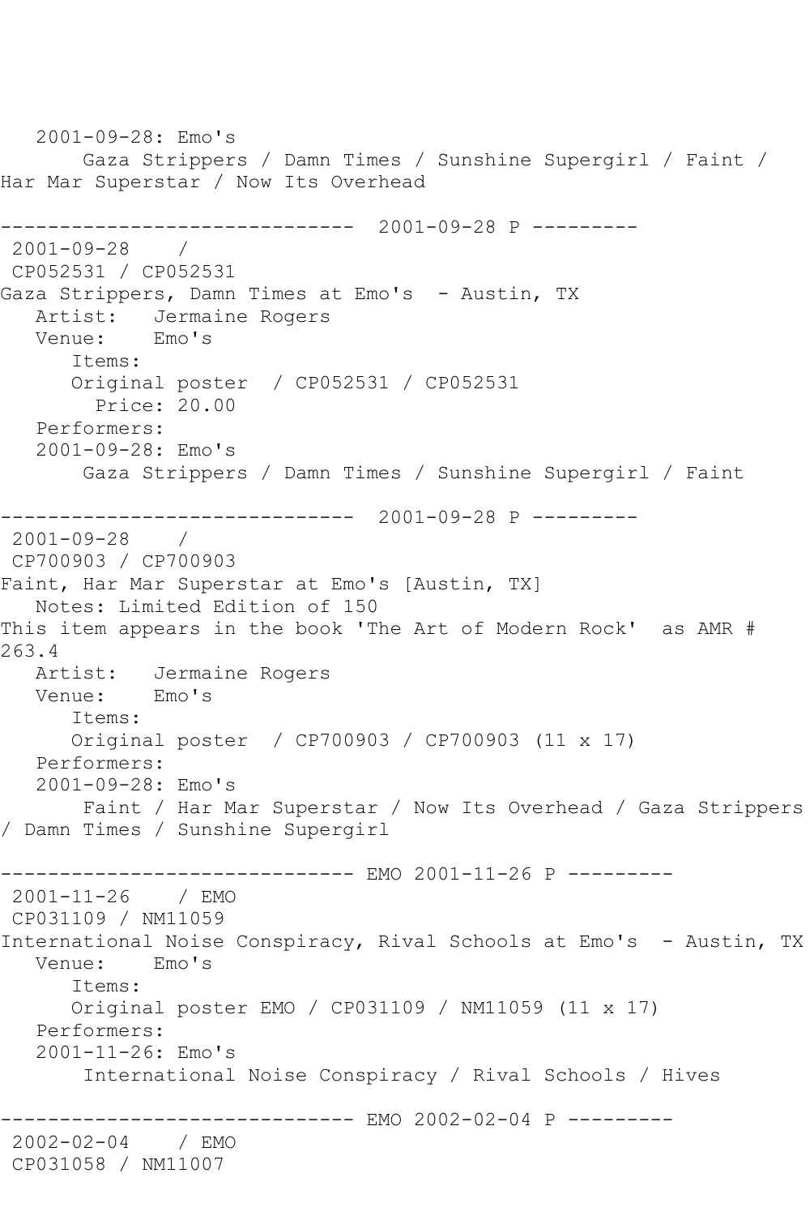2001-09-28: Emo's
Gaza Strippers / Damn Times / Sunshine Supergirl / Faint / Har Mar Superstar / Now Its Overhead

------------------------------ 2001-09-28 P ---------

2001-09-28 /
CP052531 / CP052531
Gaza Strippers, Damn Times at Emo's - Austin, TX
Artist: Jermaine Rogers
Venue: Emo's
Items:
Original poster / CP052531 / CP052531
Price: 20.00
Performers:
2001-09-28: Emo's
Gaza Strippers / Damn Times / Sunshine Supergirl / Faint

------------------------------ 2001-09-28 P ---------

2001-09-28 /
CP700903 / CP700903
Faint, Har Mar Superstar at Emo's [Austin, TX]
Notes: Limited Edition of 150
This item appears in the book 'The Art of Modern Rock' as AMR # 263.4
Artist: Jermaine Rogers
Venue: Emo's
Items:
Original poster / CP700903 / CP700903 (11 x 17)
Performers:
2001-09-28: Emo's
Faint / Har Mar Superstar / Now Its Overhead / Gaza Strippers / Damn Times / Sunshine Supergirl

------------------------------ EMO 2001-11-26 P ---------

2001-11-26 / EMO
CP031109 / NM11059
International Noise Conspiracy, Rival Schools at Emo's - Austin, TX
Venue: Emo's
Items:
Original poster EMO / CP031109 / NM11059 (11 x 17)
Performers:
2001-11-26: Emo's
International Noise Conspiracy / Rival Schools / Hives

------------------------------ EMO 2002-02-04 P ---------

2002-02-04 / EMO
CP031058 / NM11007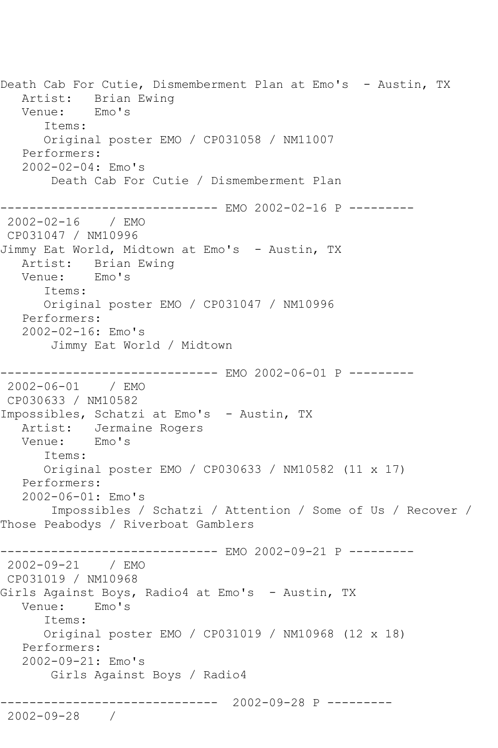```
Death Cab For Cutie, Dismemberment Plan at Emo's  - Austin, TX
   Artist:   Brian Ewing
   Venue:    Emo's
      Items:
      Original poster EMO / CP031058 / NM11007
   Performers:
   2002-02-04: Emo's
       Death Cab For Cutie / Dismemberment Plan

------------------------------ EMO 2002-02-16 P ---------
 2002-02-16    / EMO
 CP031047 / NM10996
Jimmy Eat World, Midtown at Emo's  - Austin, TX
   Artist:   Brian Ewing
   Venue:    Emo's
      Items:
      Original poster EMO / CP031047 / NM10996
   Performers:
   2002-02-16: Emo's
       Jimmy Eat World / Midtown

------------------------------ EMO 2002-06-01 P ---------
 2002-06-01    / EMO
 CP030633 / NM10582
Impossibles, Schatzi at Emo's  - Austin, TX
   Artist:   Jermaine Rogers
   Venue:    Emo's
      Items:
      Original poster EMO / CP030633 / NM10582 (11 x 17)
   Performers:
   2002-06-01: Emo's
       Impossibles / Schatzi / Attention / Some of Us / Recover /
Those Peabodys / Riverboat Gamblers

------------------------------ EMO 2002-09-21 P ---------
 2002-09-21    / EMO
 CP031019 / NM10968
Girls Against Boys, Radio4 at Emo's  - Austin, TX
   Venue:    Emo's
      Items:
      Original poster EMO / CP031019 / NM10968 (12 x 18)
   Performers:
   2002-09-21: Emo's
       Girls Against Boys / Radio4

------------------------------  2002-09-28 P ---------
 2002-09-28    /
```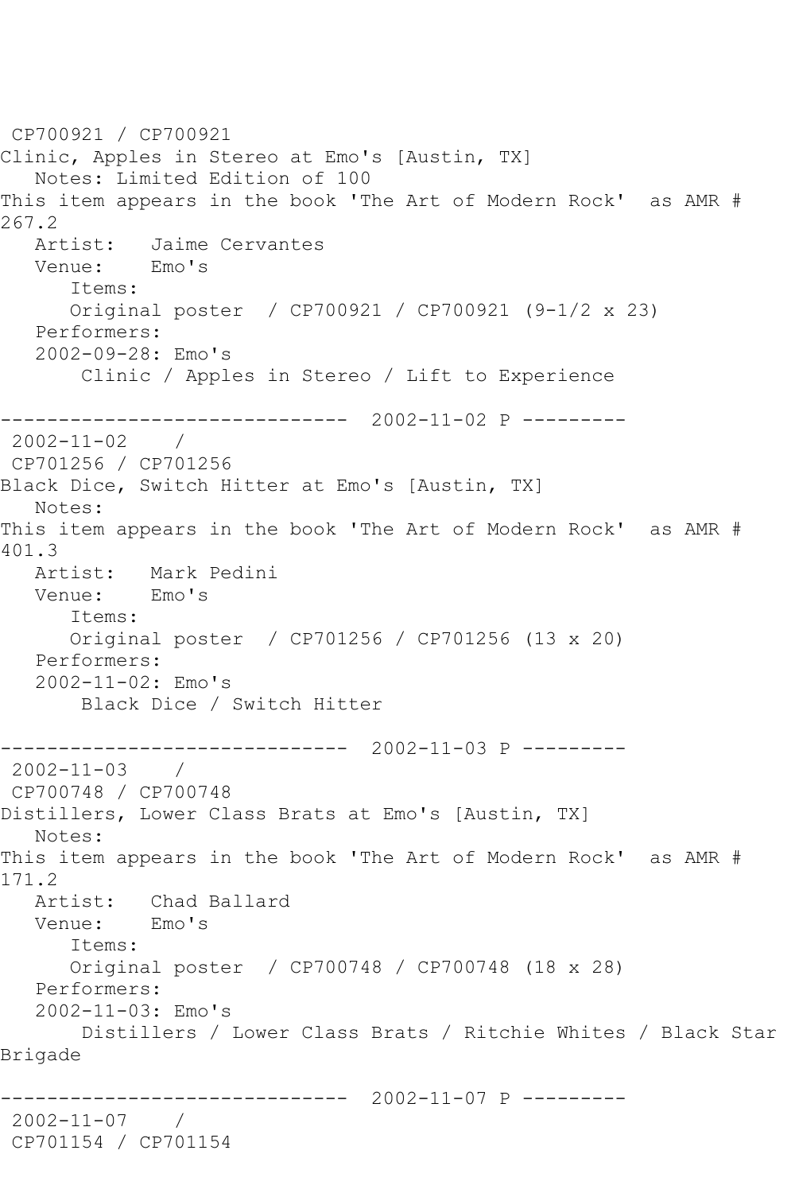CP700921 / CP700921
Clinic, Apples in Stereo at Emo's [Austin, TX]
Notes: Limited Edition of 100
This item appears in the book 'The Art of Modern Rock' as AMR # 267.2
Artist: Jaime Cervantes
Venue: Emo's
Items:
Original poster / CP700921 / CP700921 (9-1/2 x 23)
Performers:
2002-09-28: Emo's
Clinic / Apples in Stereo / Lift to Experience

------------------------------ 2002-11-02 P ---------
2002-11-02 /
CP701256 / CP701256
Black Dice, Switch Hitter at Emo's [Austin, TX]
Notes:
This item appears in the book 'The Art of Modern Rock' as AMR # 401.3
Artist: Mark Pedini
Venue: Emo's
Items:
Original poster / CP701256 / CP701256 (13 x 20)
Performers:
2002-11-02: Emo's
Black Dice / Switch Hitter

------------------------------ 2002-11-03 P ---------
2002-11-03 /
CP700748 / CP700748
Distillers, Lower Class Brats at Emo's [Austin, TX]
Notes:
This item appears in the book 'The Art of Modern Rock' as AMR # 171.2
Artist: Chad Ballard
Venue: Emo's
Items:
Original poster / CP700748 / CP700748 (18 x 28)
Performers:
2002-11-03: Emo's
Distillers / Lower Class Brats / Ritchie Whites / Black Star Brigade

------------------------------ 2002-11-07 P ---------
2002-11-07 /
CP701154 / CP701154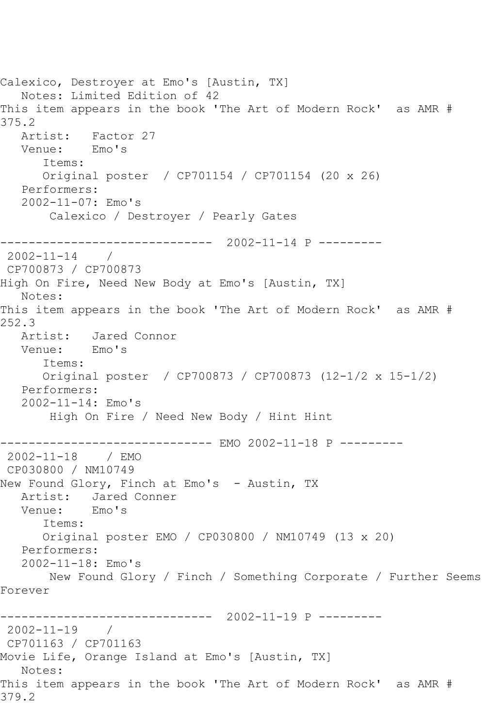Calexico, Destroyer at Emo's [Austin, TX]
   Notes: Limited Edition of 42
This item appears in the book 'The Art of Modern Rock'  as AMR # 375.2
   Artist:   Factor 27
   Venue:    Emo's
      Items:
      Original poster  / CP701154 / CP701154 (20 x 26)
   Performers:
   2002-11-07: Emo's
       Calexico / Destroyer / Pearly Gates

------------------------------  2002-11-14 P ---------
 2002-11-14    /
 CP700873 / CP700873
High On Fire, Need New Body at Emo's [Austin, TX]
   Notes:
This item appears in the book 'The Art of Modern Rock'  as AMR # 252.3
   Artist:   Jared Connor
   Venue:    Emo's
      Items:
      Original poster  / CP700873 / CP700873 (12-1/2 x 15-1/2)
   Performers:
   2002-11-14: Emo's
       High On Fire / Need New Body / Hint Hint

------------------------------ EMO 2002-11-18 P ---------
 2002-11-18    / EMO
 CP030800 / NM10749
New Found Glory, Finch at Emo's  - Austin, TX
   Artist:   Jared Conner
   Venue:    Emo's
      Items:
      Original poster EMO / CP030800 / NM10749 (13 x 20)
   Performers:
   2002-11-18: Emo's
       New Found Glory / Finch / Something Corporate / Further Seems Forever

------------------------------  2002-11-19 P ---------
 2002-11-19    /
 CP701163 / CP701163
Movie Life, Orange Island at Emo's [Austin, TX]
   Notes:
This item appears in the book 'The Art of Modern Rock'  as AMR # 379.2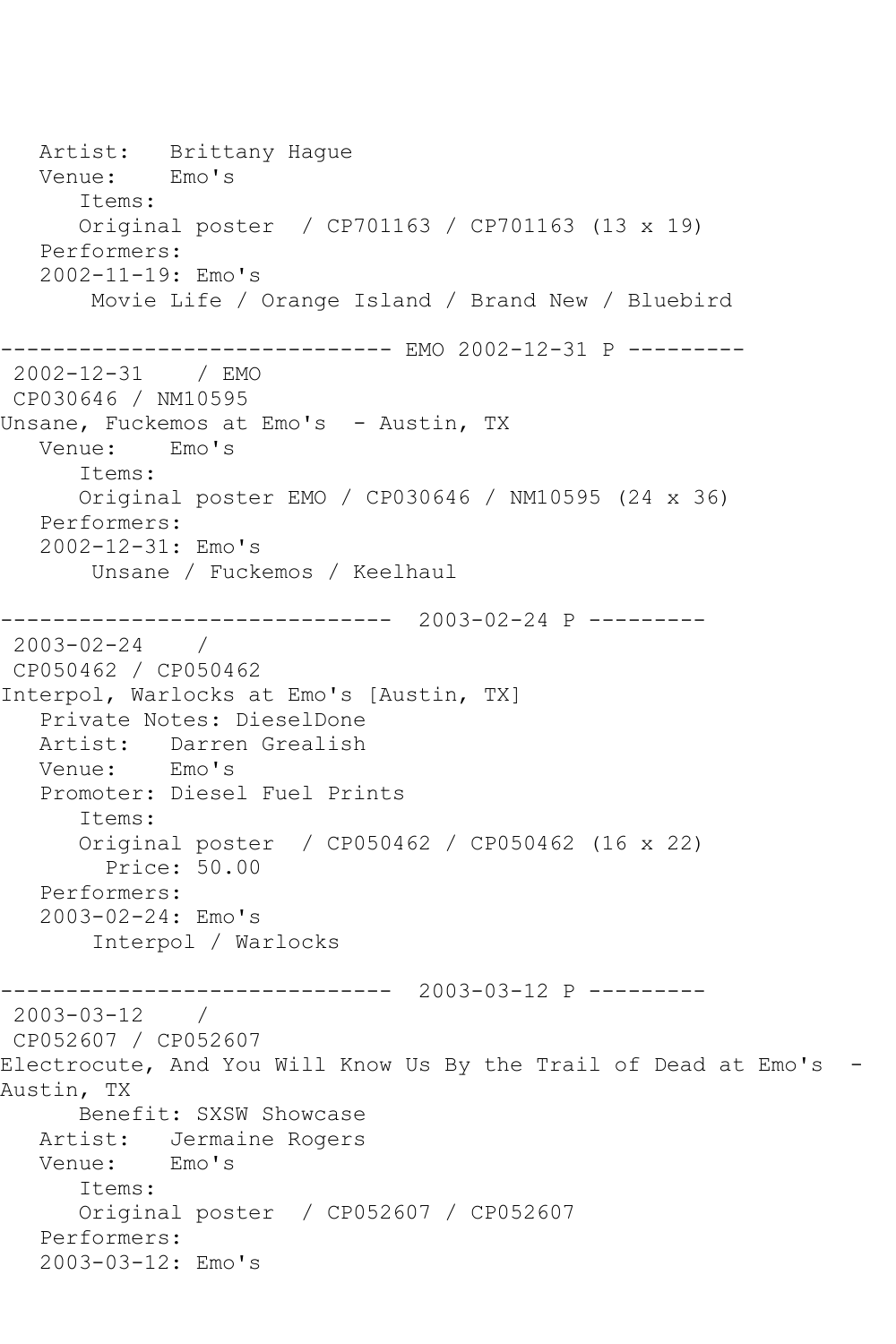```
   Artist:   Brittany Hague
   Venue:    Emo's
      Items:
      Original poster  / CP701163 / CP701163 (13 x 19)
   Performers:
   2002-11-19: Emo's
       Movie Life / Orange Island / Brand New / Bluebird

------------------------------ EMO 2002-12-31 P ---------
 2002-12-31    / EMO
 CP030646 / NM10595
Unsane, Fuckemos at Emo's  - Austin, TX
   Venue:    Emo's
      Items:
      Original poster EMO / CP030646 / NM10595 (24 x 36)
   Performers:
   2002-12-31: Emo's
       Unsane / Fuckemos / Keelhaul

------------------------------  2003-02-24 P ---------
 2003-02-24    /
 CP050462 / CP050462
Interpol, Warlocks at Emo's [Austin, TX]
   Private Notes: DieselDone
   Artist:   Darren Grealish
   Venue:    Emo's
   Promoter: Diesel Fuel Prints
      Items:
      Original poster  / CP050462 / CP050462 (16 x 22)
        Price: 50.00
   Performers:
   2003-02-24: Emo's
       Interpol / Warlocks

------------------------------  2003-03-12 P ---------
 2003-03-12    /
 CP052607 / CP052607
Electrocute, And You Will Know Us By the Trail of Dead at Emo's  -
Austin, TX
      Benefit: SXSW Showcase
   Artist:   Jermaine Rogers
   Venue:    Emo's
      Items:
      Original poster  / CP052607 / CP052607
   Performers:
   2003-03-12: Emo's
```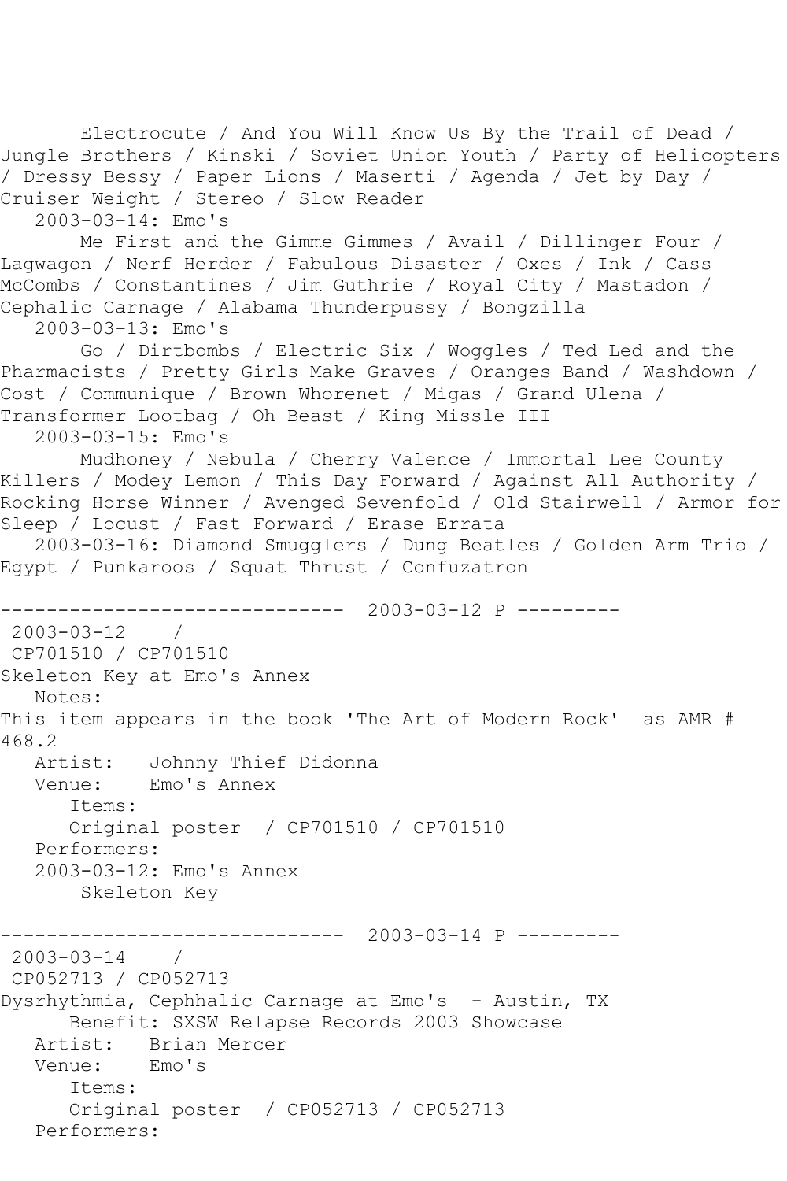Electrocute / And You Will Know Us By the Trail of Dead / Jungle Brothers / Kinski / Soviet Union Youth / Party of Helicopters / Dressy Bessy / Paper Lions / Maserti / Agenda / Jet by Day / Cruiser Weight / Stereo / Slow Reader

2003-03-14: Emo's

Me First and the Gimme Gimmes / Avail / Dillinger Four / Lagwagon / Nerf Herder / Fabulous Disaster / Oxes / Ink / Cass McCombs / Constantines / Jim Guthrie / Royal City / Mastadon / Cephalic Carnage / Alabama Thunderpussy / Bongzilla

2003-03-13: Emo's

Go / Dirtbombs / Electric Six / Woggles / Ted Led and the Pharmacists / Pretty Girls Make Graves / Oranges Band / Washdown / Cost / Communique / Brown Whorenet / Migas / Grand Ulena / Transformer Lootbag / Oh Beast / King Missle III

2003-03-15: Emo's

Mudhoney / Nebula / Cherry Valence / Immortal Lee County Killers / Modey Lemon / This Day Forward / Against All Authority / Rocking Horse Winner / Avenged Sevenfold / Old Stairwell / Armor for Sleep / Locust / Fast Forward / Erase Errata

2003-03-16: Diamond Smugglers / Dung Beatles / Golden Arm Trio / Egypt / Punkaroos / Squat Thrust / Confuzatron

------------------------------ 2003-03-12 P ---------

2003-03-12 /
CP701510 / CP701510
Skeleton Key at Emo's Annex

Notes:
This item appears in the book 'The Art of Modern Rock' as AMR # 468.2

Artist: Johnny Thief Didonna
Venue: Emo's Annex
Items:
Original poster / CP701510 / CP701510
Performers:
2003-03-12: Emo's Annex
Skeleton Key

------------------------------ 2003-03-14 P ---------

2003-03-14 /
CP052713 / CP052713
Dysrhythmia, Cephhalic Carnage at Emo's - Austin, TX
Benefit: SXSW Relapse Records 2003 Showcase
Artist: Brian Mercer
Venue: Emo's
Items:
Original poster / CP052713 / CP052713
Performers: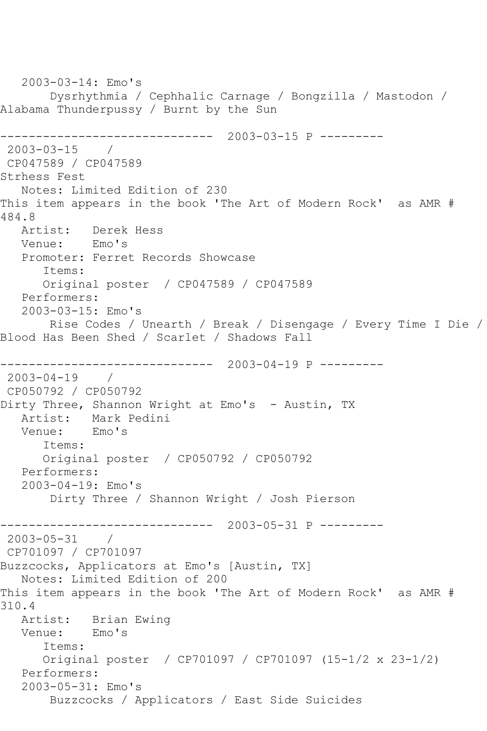2003-03-14: Emo's
Dysrhythmia / Cephhalic Carnage / Bongzilla / Mastodon / Alabama Thunderpussy / Burnt by the Sun

------------------------------ 2003-03-15 P ---------

2003-03-15 /
CP047589 / CP047589
Strhess Fest
Notes: Limited Edition of 230
This item appears in the book 'The Art of Modern Rock' as AMR # 484.8
Artist: Derek Hess
Venue: Emo's
Promoter: Ferret Records Showcase
Items:
Original poster / CP047589 / CP047589
Performers:
2003-03-15: Emo's
Rise Codes / Unearth / Break / Disengage / Every Time I Die / Blood Has Been Shed / Scarlet / Shadows Fall

------------------------------ 2003-04-19 P ---------

2003-04-19 /
CP050792 / CP050792
Dirty Three, Shannon Wright at Emo's - Austin, TX
Artist: Mark Pedini
Venue: Emo's
Items:
Original poster / CP050792 / CP050792
Performers:
2003-04-19: Emo's
Dirty Three / Shannon Wright / Josh Pierson

------------------------------ 2003-05-31 P ---------

2003-05-31 /
CP701097 / CP701097
Buzzcocks, Applicators at Emo's [Austin, TX]
Notes: Limited Edition of 200
This item appears in the book 'The Art of Modern Rock' as AMR # 310.4
Artist: Brian Ewing
Venue: Emo's
Items:
Original poster / CP701097 / CP701097 (15-1/2 x 23-1/2)
Performers:
2003-05-31: Emo's
Buzzcocks / Applicators / East Side Suicides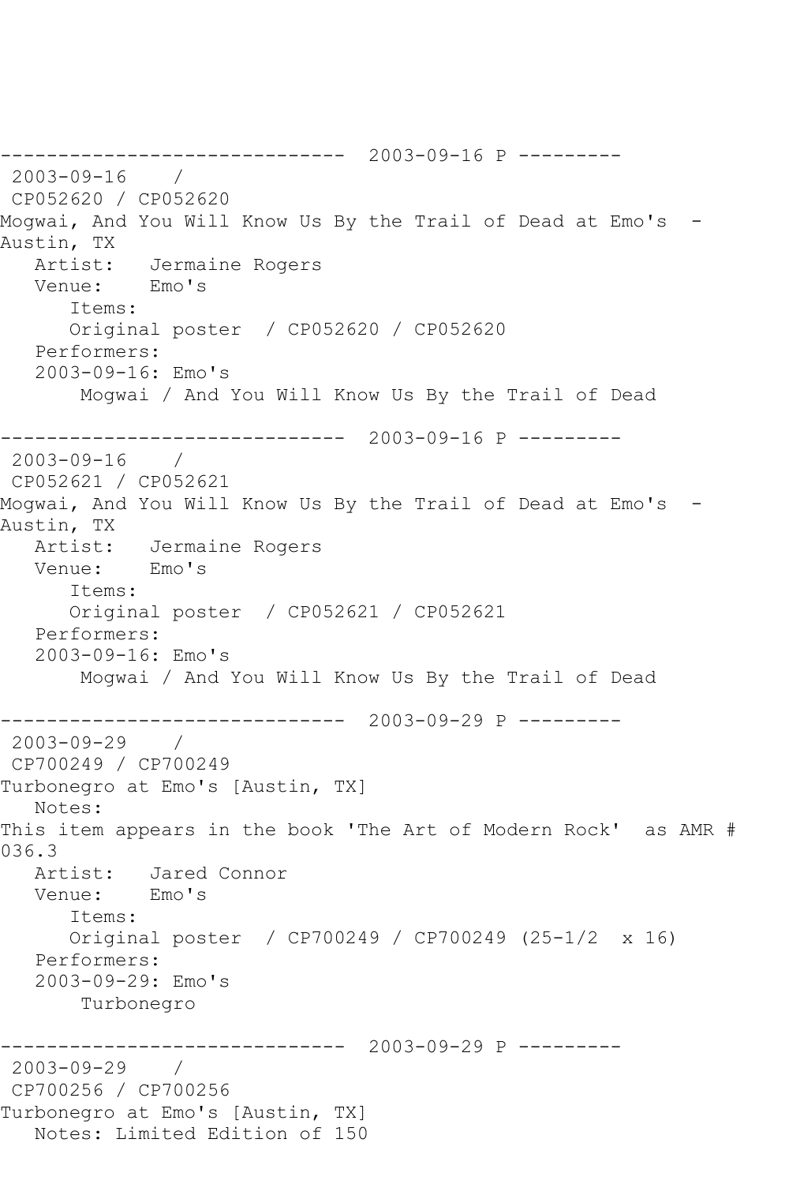```
------------------------------  2003-09-16 P ---------
 2003-09-16    / 
 CP052620 / CP052620
Mogwai, And You Will Know Us By the Trail of Dead at Emo's  - 
Austin, TX
   Artist:   Jermaine Rogers
   Venue:    Emo's
      Items:
      Original poster  / CP052620 / CP052620
   Performers:
   2003-09-16: Emo's
       Mogwai / And You Will Know Us By the Trail of Dead

------------------------------  2003-09-16 P ---------
 2003-09-16    / 
 CP052621 / CP052621
Mogwai, And You Will Know Us By the Trail of Dead at Emo's  - 
Austin, TX
   Artist:   Jermaine Rogers
   Venue:    Emo's
      Items:
      Original poster  / CP052621 / CP052621
   Performers:
   2003-09-16: Emo's
       Mogwai / And You Will Know Us By the Trail of Dead

------------------------------  2003-09-29 P ---------
 2003-09-29    / 
 CP700249 / CP700249
Turbonegro at Emo's [Austin, TX]
   Notes: 
This item appears in the book 'The Art of Modern Rock'  as AMR # 
036.3
   Artist:   Jared Connor
   Venue:    Emo's
      Items:
      Original poster  / CP700249 / CP700249 (25-1/2  x 16)
   Performers:
   2003-09-29: Emo's
       Turbonegro

------------------------------  2003-09-29 P ---------
 2003-09-29    / 
 CP700256 / CP700256
Turbonegro at Emo's [Austin, TX]
   Notes: Limited Edition of 150
```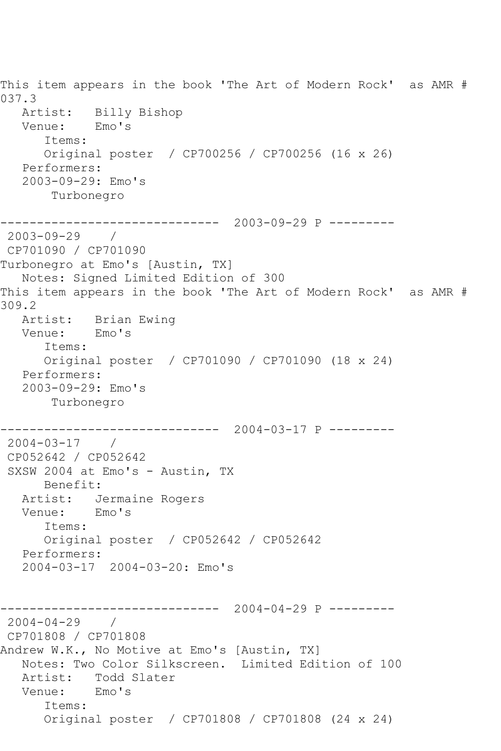This item appears in the book 'The Art of Modern Rock'  as AMR # 037.3
   Artist:   Billy Bishop
   Venue:    Emo's
      Items:
      Original poster  / CP700256 / CP700256 (16 x 26)
   Performers:
   2003-09-29: Emo's
       Turbonegro

------------------------------  2003-09-29 P ---------
 2003-09-29    /
 CP701090 / CP701090
Turbonegro at Emo's [Austin, TX]
   Notes: Signed Limited Edition of 300
This item appears in the book 'The Art of Modern Rock'  as AMR # 309.2
   Artist:   Brian Ewing
   Venue:    Emo's
      Items:
      Original poster  / CP701090 / CP701090 (18 x 24)
   Performers:
   2003-09-29: Emo's
       Turbonegro

------------------------------  2004-03-17 P ---------
 2004-03-17    /
 CP052642 / CP052642
 SXSW 2004 at Emo's - Austin, TX
      Benefit:
   Artist:   Jermaine Rogers
   Venue:    Emo's
      Items:
      Original poster  / CP052642 / CP052642
   Performers:
   2004-03-17  2004-03-20: Emo's

------------------------------  2004-04-29 P ---------
 2004-04-29    /
 CP701808 / CP701808
Andrew W.K., No Motive at Emo's [Austin, TX]
   Notes: Two Color Silkscreen.  Limited Edition of 100
   Artist:   Todd Slater
   Venue:    Emo's
      Items:
      Original poster  / CP701808 / CP701808 (24 x 24)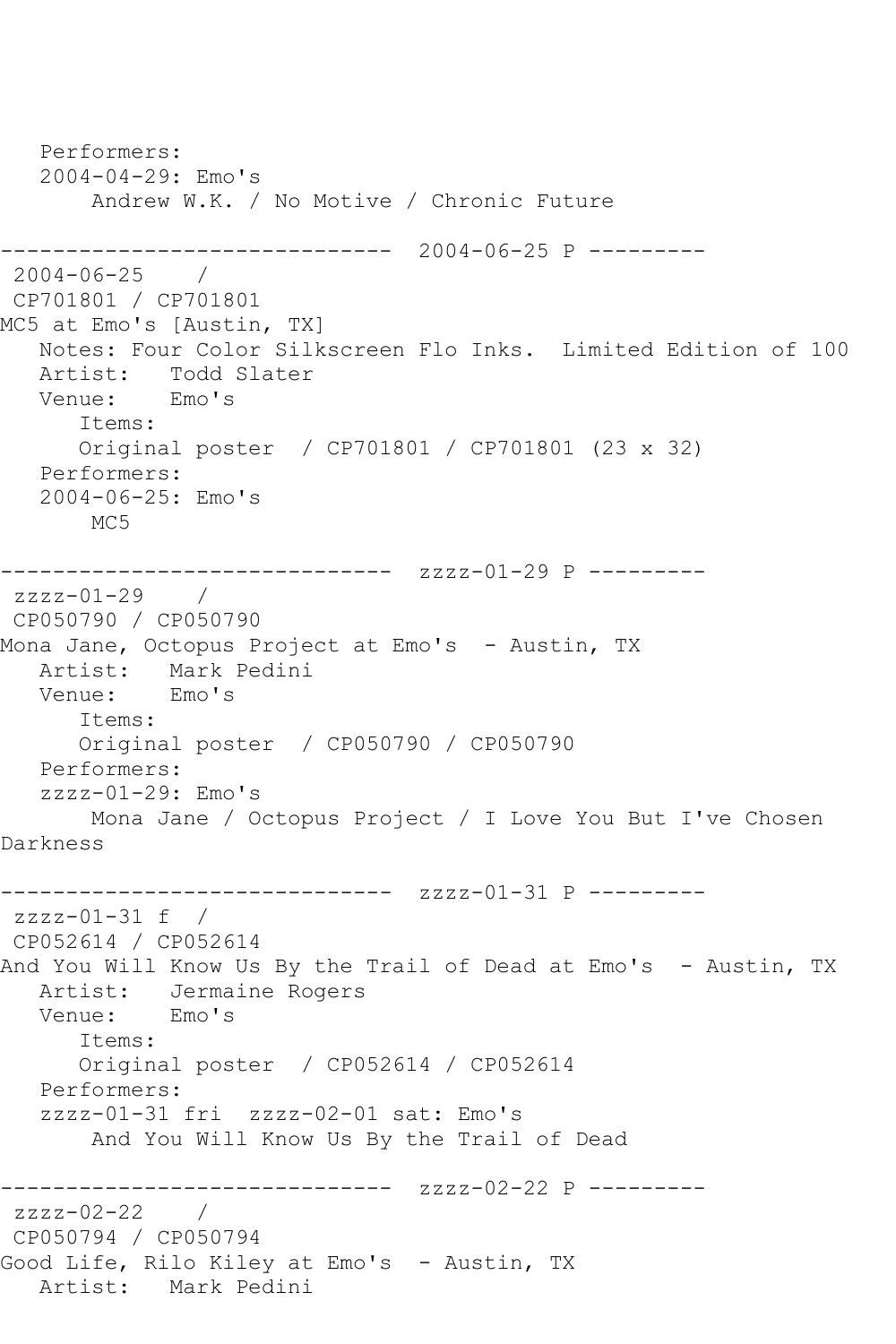```
   Performers:
   2004-04-29: Emo's
       Andrew W.K. / No Motive / Chronic Future

------------------------------  2004-06-25 P ---------
 2004-06-25    /
 CP701801 / CP701801
MC5 at Emo's [Austin, TX]
   Notes: Four Color Silkscreen Flo Inks.  Limited Edition of 100
   Artist:   Todd Slater
   Venue:    Emo's
      Items:
      Original poster  / CP701801 / CP701801 (23 x 32)
   Performers:
   2004-06-25: Emo's
       MC5

------------------------------  zzzz-01-29 P ---------
 zzzz-01-29    /
 CP050790 / CP050790
Mona Jane, Octopus Project at Emo's  - Austin, TX
   Artist:   Mark Pedini
   Venue:    Emo's
      Items:
      Original poster  / CP050790 / CP050790
   Performers:
   zzzz-01-29: Emo's
       Mona Jane / Octopus Project / I Love You But I've Chosen
Darkness

------------------------------  zzzz-01-31 P ---------
 zzzz-01-31 f  /
 CP052614 / CP052614
And You Will Know Us By the Trail of Dead at Emo's  - Austin, TX
   Artist:   Jermaine Rogers
   Venue:    Emo's
      Items:
      Original poster  / CP052614 / CP052614
   Performers:
   zzzz-01-31 fri  zzzz-02-01 sat: Emo's
       And You Will Know Us By the Trail of Dead

------------------------------  zzzz-02-22 P ---------
 zzzz-02-22    /
 CP050794 / CP050794
Good Life, Rilo Kiley at Emo's  - Austin, TX
   Artist:   Mark Pedini
```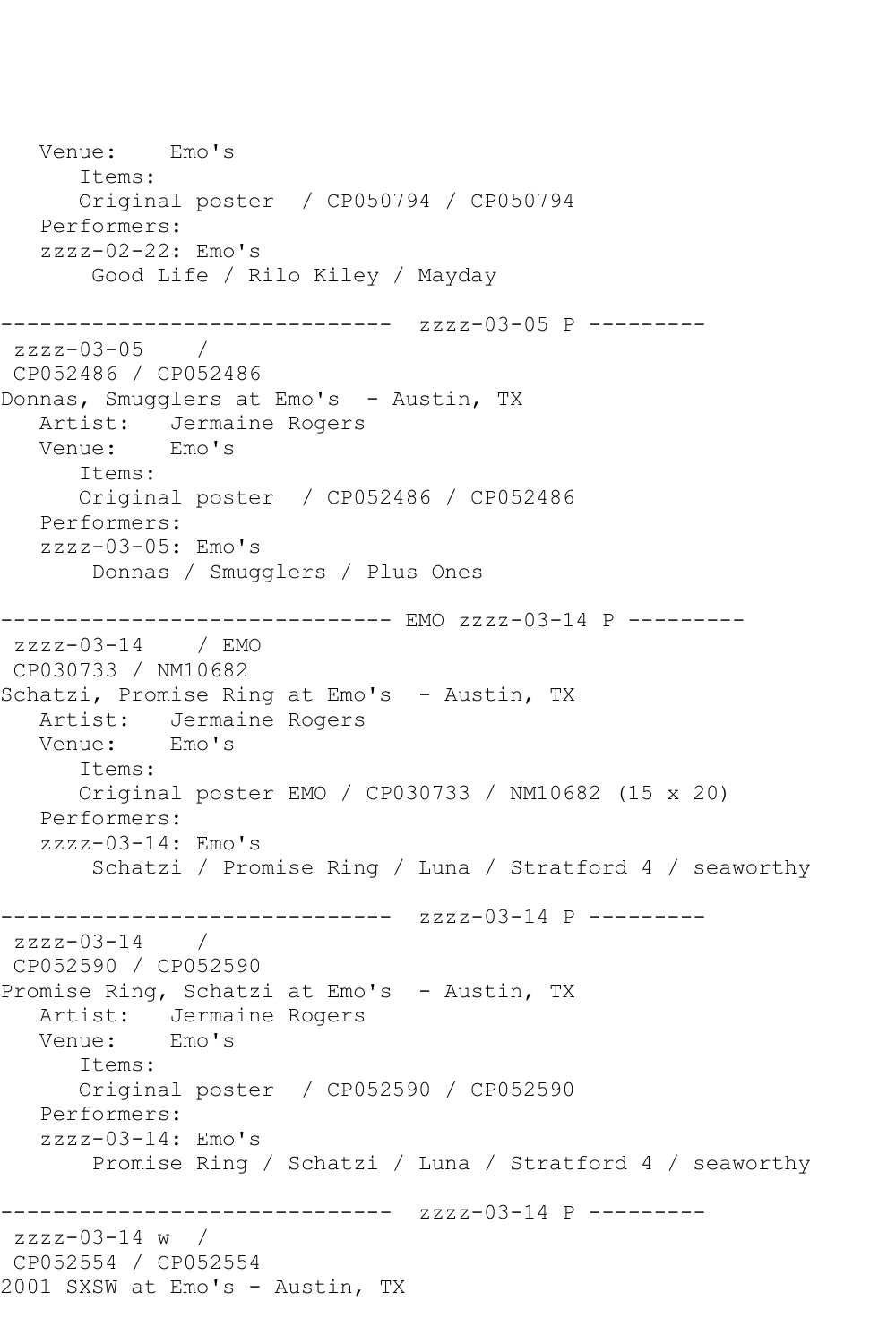```
   Venue:    Emo's
      Items:
      Original poster  / CP050794 / CP050794
   Performers:
   zzzz-02-22: Emo's
       Good Life / Rilo Kiley / Mayday

------------------------------  zzzz-03-05 P ---------
 zzzz-03-05    /
 CP052486 / CP052486
Donnas, Smugglers at Emo's  - Austin, TX
   Artist:   Jermaine Rogers
   Venue:    Emo's
      Items:
      Original poster  / CP052486 / CP052486
   Performers:
   zzzz-03-05: Emo's
       Donnas / Smugglers / Plus Ones

------------------------------ EMO zzzz-03-14 P ---------
 zzzz-03-14    / EMO
 CP030733 / NM10682
Schatzi, Promise Ring at Emo's  - Austin, TX
   Artist:   Jermaine Rogers
   Venue:    Emo's
      Items:
      Original poster EMO / CP030733 / NM10682 (15 x 20)
   Performers:
   zzzz-03-14: Emo's
       Schatzi / Promise Ring / Luna / Stratford 4 / seaworthy

------------------------------  zzzz-03-14 P ---------
 zzzz-03-14    /
 CP052590 / CP052590
Promise Ring, Schatzi at Emo's  - Austin, TX
   Artist:   Jermaine Rogers
   Venue:    Emo's
      Items:
      Original poster  / CP052590 / CP052590
   Performers:
   zzzz-03-14: Emo's
       Promise Ring / Schatzi / Luna / Stratford 4 / seaworthy

------------------------------  zzzz-03-14 P ---------
 zzzz-03-14 w  /
 CP052554 / CP052554
2001 SXSW at Emo's - Austin, TX
```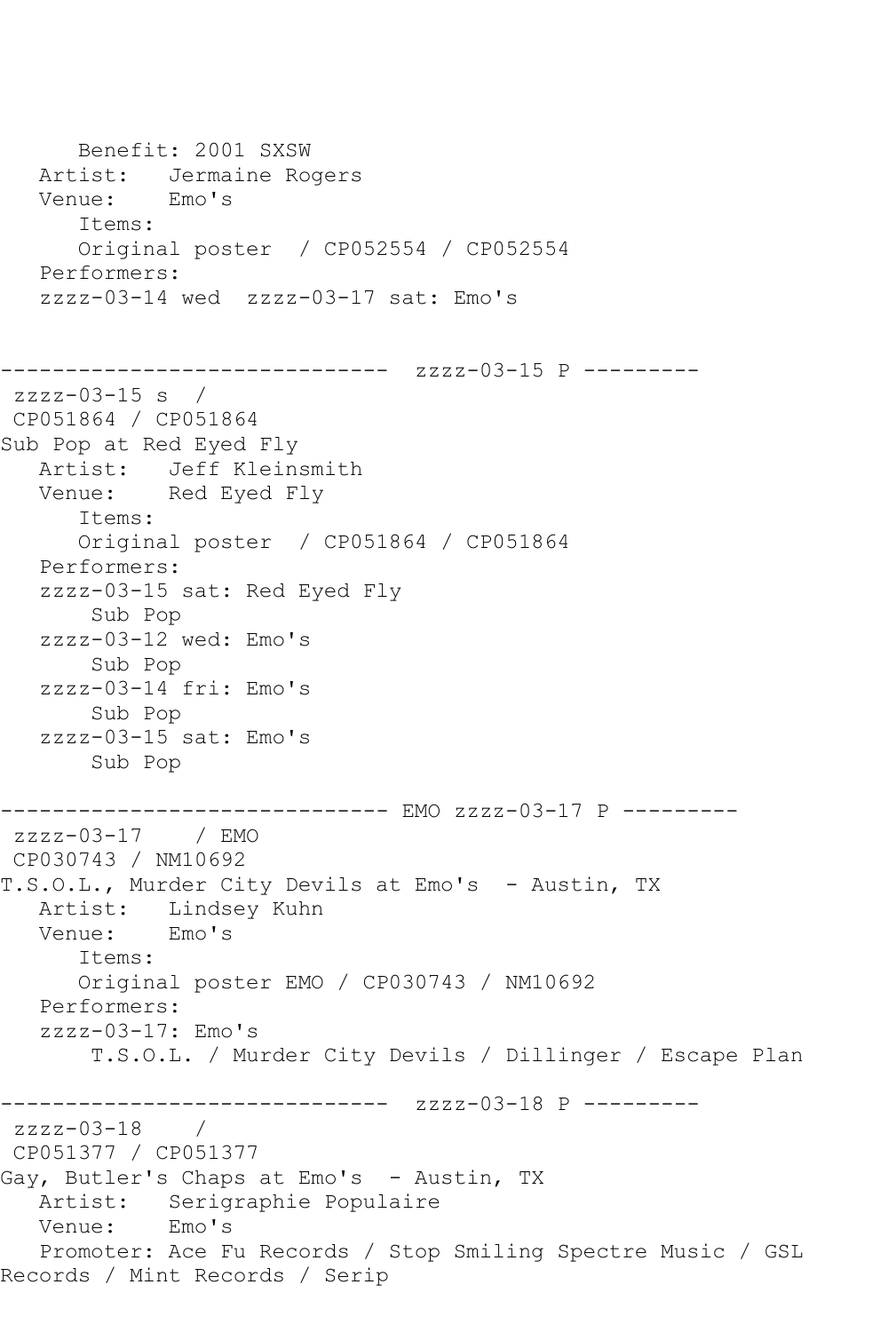```
      Benefit: 2001 SXSW
   Artist:   Jermaine Rogers
   Venue:    Emo's
      Items:
      Original poster  / CP052554 / CP052554
   Performers:
   zzzz-03-14 wed  zzzz-03-17 sat: Emo's


------------------------------  zzzz-03-15 P ---------
 zzzz-03-15 s  /
 CP051864 / CP051864
Sub Pop at Red Eyed Fly
   Artist:   Jeff Kleinsmith
   Venue:    Red Eyed Fly
      Items:
      Original poster  / CP051864 / CP051864
   Performers:
   zzzz-03-15 sat: Red Eyed Fly
       Sub Pop
   zzzz-03-12 wed: Emo's
       Sub Pop
   zzzz-03-14 fri: Emo's
       Sub Pop
   zzzz-03-15 sat: Emo's
       Sub Pop

------------------------------ EMO zzzz-03-17 P ---------
 zzzz-03-17    / EMO
 CP030743 / NM10692
T.S.O.L., Murder City Devils at Emo's  - Austin, TX
   Artist:   Lindsey Kuhn
   Venue:    Emo's
      Items:
      Original poster EMO / CP030743 / NM10692
   Performers:
   zzzz-03-17: Emo's
       T.S.O.L. / Murder City Devils / Dillinger / Escape Plan

------------------------------  zzzz-03-18 P ---------
 zzzz-03-18    /
 CP051377 / CP051377
Gay, Butler's Chaps at Emo's  - Austin, TX
   Artist:   Serigraphie Populaire
   Venue:    Emo's
   Promoter: Ace Fu Records / Stop Smiling Spectre Music / GSL
Records / Mint Records / Serip
```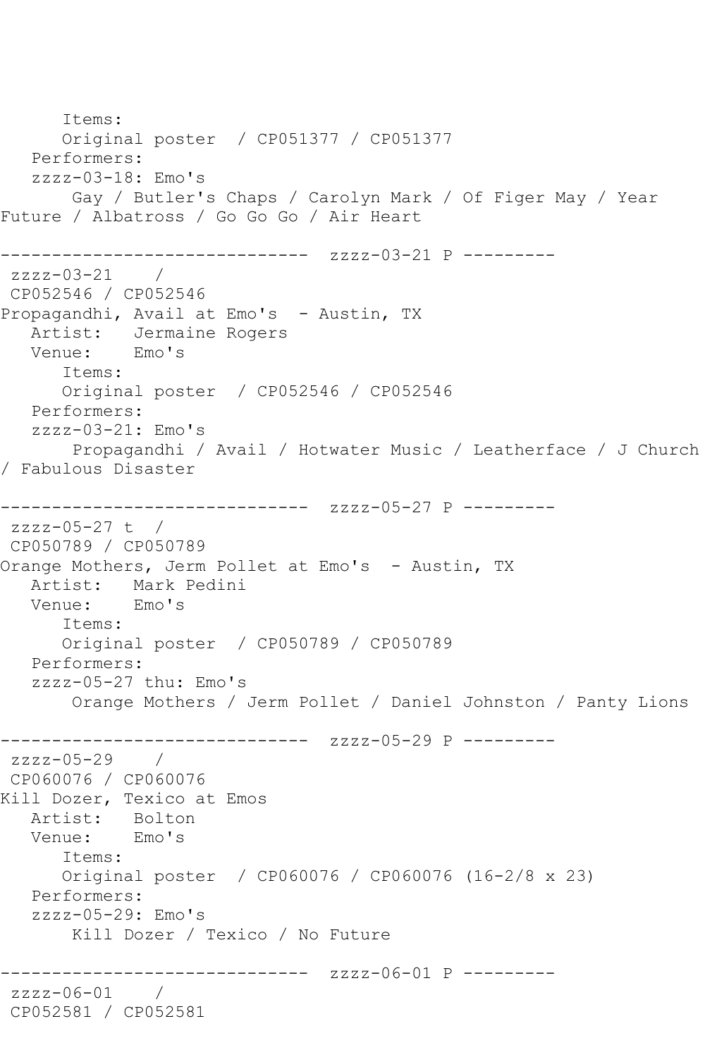```
      Items:
      Original poster  / CP051377 / CP051377
   Performers:
   zzzz-03-18: Emo's
       Gay / Butler's Chaps / Carolyn Mark / Of Figer May / Year
Future / Albatross / Go Go Go / Air Heart

------------------------------  zzzz-03-21 P ---------
 zzzz-03-21    /
 CP052546 / CP052546
Propagandhi, Avail at Emo's  - Austin, TX
   Artist:   Jermaine Rogers
   Venue:    Emo's
      Items:
      Original poster  / CP052546 / CP052546
   Performers:
   zzzz-03-21: Emo's
       Propagandhi / Avail / Hotwater Music / Leatherface / J Church
/ Fabulous Disaster

------------------------------  zzzz-05-27 P ---------
 zzzz-05-27 t  /
 CP050789 / CP050789
Orange Mothers, Jerm Pollet at Emo's  - Austin, TX
   Artist:   Mark Pedini
   Venue:    Emo's
      Items:
      Original poster  / CP050789 / CP050789
   Performers:
   zzzz-05-27 thu: Emo's
       Orange Mothers / Jerm Pollet / Daniel Johnston / Panty Lions

------------------------------  zzzz-05-29 P ---------
 zzzz-05-29    /
 CP060076 / CP060076
Kill Dozer, Texico at Emos
   Artist:   Bolton
   Venue:    Emo's
      Items:
      Original poster  / CP060076 / CP060076 (16-2/8 x 23)
   Performers:
   zzzz-05-29: Emo's
       Kill Dozer / Texico / No Future

------------------------------  zzzz-06-01 P ---------
 zzzz-06-01    /
 CP052581 / CP052581
```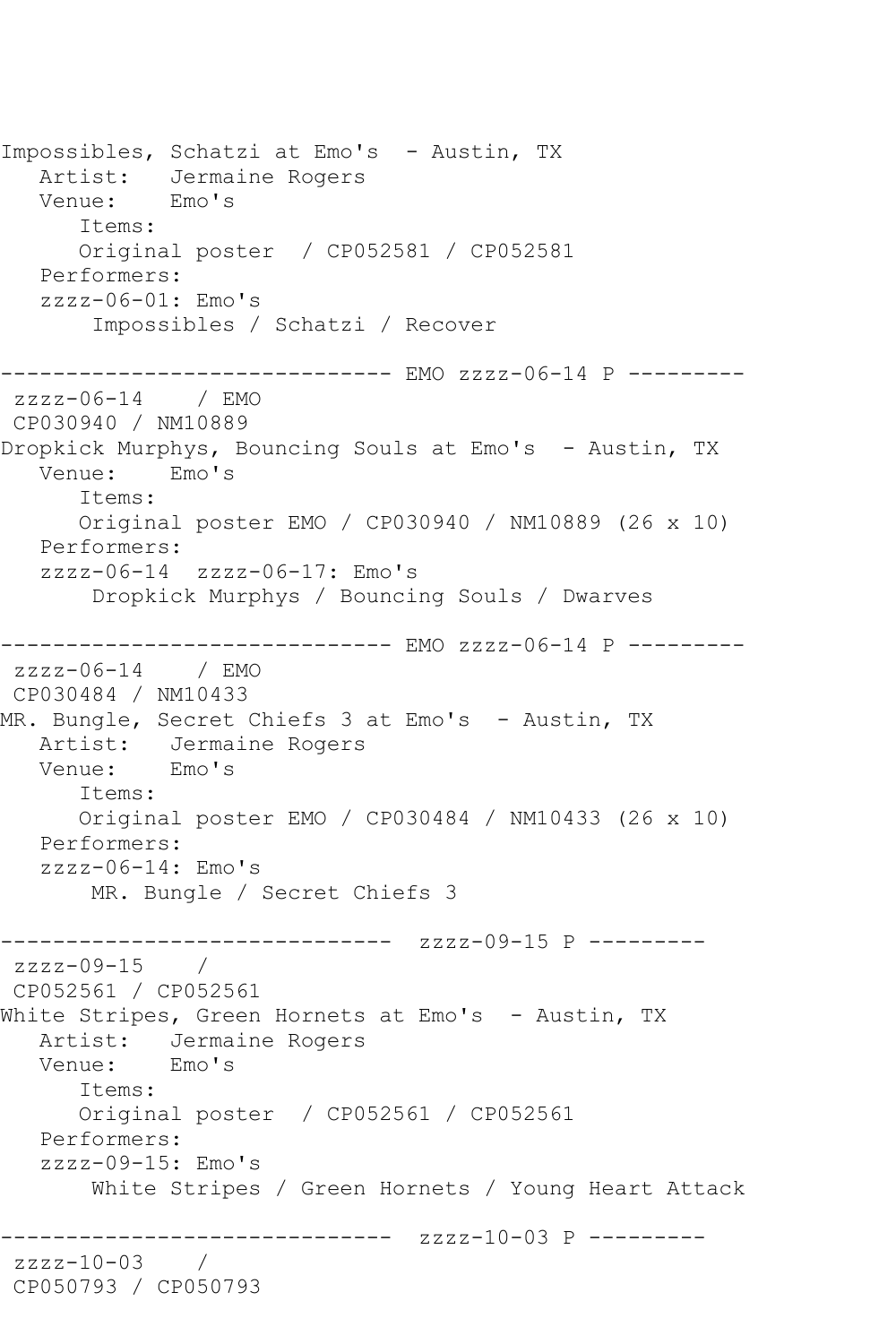```
Impossibles, Schatzi at Emo's  - Austin, TX
   Artist:   Jermaine Rogers
   Venue:    Emo's
      Items:
      Original poster  / CP052581 / CP052581
   Performers:
   zzzz-06-01: Emo's
       Impossibles / Schatzi / Recover

------------------------------ EMO zzzz-06-14 P ---------
 zzzz-06-14    / EMO
 CP030940 / NM10889
Dropkick Murphys, Bouncing Souls at Emo's  - Austin, TX
   Venue:    Emo's
      Items:
      Original poster EMO / CP030940 / NM10889 (26 x 10)
   Performers:
   zzzz-06-14  zzzz-06-17: Emo's
       Dropkick Murphys / Bouncing Souls / Dwarves

------------------------------ EMO zzzz-06-14 P ---------
 zzzz-06-14    / EMO
 CP030484 / NM10433
MR. Bungle, Secret Chiefs 3 at Emo's  - Austin, TX
   Artist:   Jermaine Rogers
   Venue:    Emo's
      Items:
      Original poster EMO / CP030484 / NM10433 (26 x 10)
   Performers:
   zzzz-06-14: Emo's
       MR. Bungle / Secret Chiefs 3

------------------------------  zzzz-09-15 P ---------
 zzzz-09-15    /
 CP052561 / CP052561
White Stripes, Green Hornets at Emo's  - Austin, TX
   Artist:   Jermaine Rogers
   Venue:    Emo's
      Items:
      Original poster  / CP052561 / CP052561
   Performers:
   zzzz-09-15: Emo's
       White Stripes / Green Hornets / Young Heart Attack

------------------------------  zzzz-10-03 P ---------
 zzzz-10-03    /
 CP050793 / CP050793
```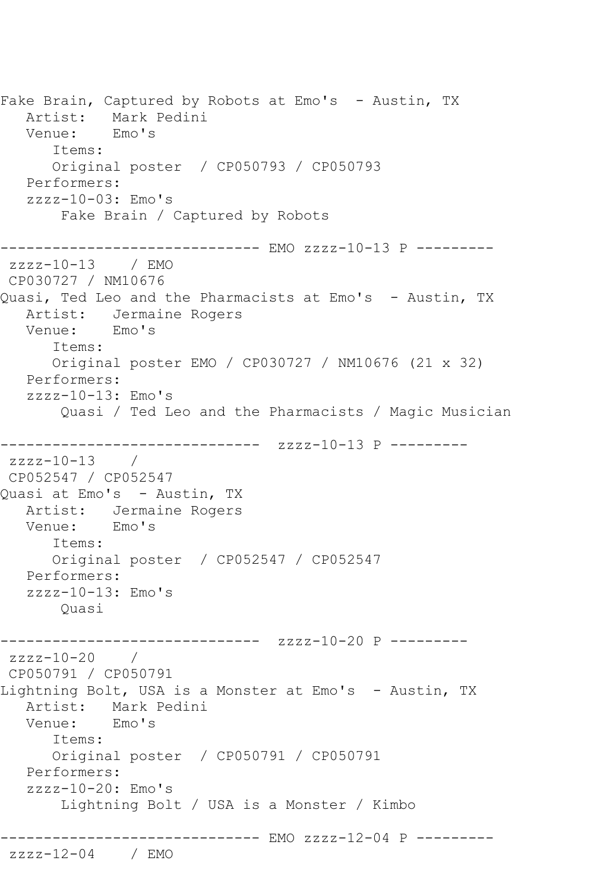```
Fake Brain, Captured by Robots at Emo's  - Austin, TX
   Artist:   Mark Pedini
   Venue:    Emo's
      Items:
      Original poster  / CP050793 / CP050793
   Performers:
   zzzz-10-03: Emo's
       Fake Brain / Captured by Robots

------------------------------ EMO zzzz-10-13 P ---------
 zzzz-10-13    / EMO
 CP030727 / NM10676
Quasi, Ted Leo and the Pharmacists at Emo's  - Austin, TX
   Artist:   Jermaine Rogers
   Venue:    Emo's
      Items:
      Original poster EMO / CP030727 / NM10676 (21 x 32)
   Performers:
   zzzz-10-13: Emo's
       Quasi / Ted Leo and the Pharmacists / Magic Musician

------------------------------  zzzz-10-13 P ---------
 zzzz-10-13    /
 CP052547 / CP052547
Quasi at Emo's  - Austin, TX
   Artist:   Jermaine Rogers
   Venue:    Emo's
      Items:
      Original poster  / CP052547 / CP052547
   Performers:
   zzzz-10-13: Emo's
       Quasi

------------------------------  zzzz-10-20 P ---------
 zzzz-10-20    /
 CP050791 / CP050791
Lightning Bolt, USA is a Monster at Emo's  - Austin, TX
   Artist:   Mark Pedini
   Venue:    Emo's
      Items:
      Original poster  / CP050791 / CP050791
   Performers:
   zzzz-10-20: Emo's
       Lightning Bolt / USA is a Monster / Kimbo

------------------------------ EMO zzzz-12-04 P ---------
 zzzz-12-04    / EMO
```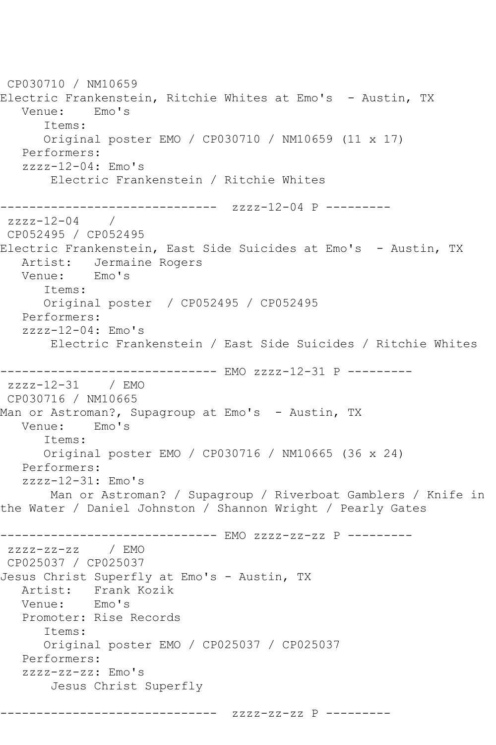```
 CP030710 / NM10659
Electric Frankenstein, Ritchie Whites at Emo's  - Austin, TX
   Venue:    Emo's
      Items:
      Original poster EMO / CP030710 / NM10659 (11 x 17)
   Performers:
   zzzz-12-04: Emo's
       Electric Frankenstein / Ritchie Whites

------------------------------  zzzz-12-04 P ---------
 zzzz-12-04    /
 CP052495 / CP052495
Electric Frankenstein, East Side Suicides at Emo's  - Austin, TX
   Artist:   Jermaine Rogers
   Venue:    Emo's
      Items:
      Original poster  / CP052495 / CP052495
   Performers:
   zzzz-12-04: Emo's
       Electric Frankenstein / East Side Suicides / Ritchie Whites

------------------------------ EMO zzzz-12-31 P ---------
 zzzz-12-31    / EMO
 CP030716 / NM10665
Man or Astroman?, Supagroup at Emo's  - Austin, TX
   Venue:    Emo's
      Items:
      Original poster EMO / CP030716 / NM10665 (36 x 24)
   Performers:
   zzzz-12-31: Emo's
       Man or Astroman? / Supagroup / Riverboat Gamblers / Knife in
the Water / Daniel Johnston / Shannon Wright / Pearly Gates

------------------------------ EMO zzzz-zz-zz P ---------
 zzzz-zz-zz    / EMO
 CP025037 / CP025037
Jesus Christ Superfly at Emo's - Austin, TX
   Artist:   Frank Kozik
   Venue:    Emo's
   Promoter: Rise Records
      Items:
      Original poster EMO / CP025037 / CP025037
   Performers:
   zzzz-zz-zz: Emo's
       Jesus Christ Superfly

------------------------------  zzzz-zz-zz P ---------
```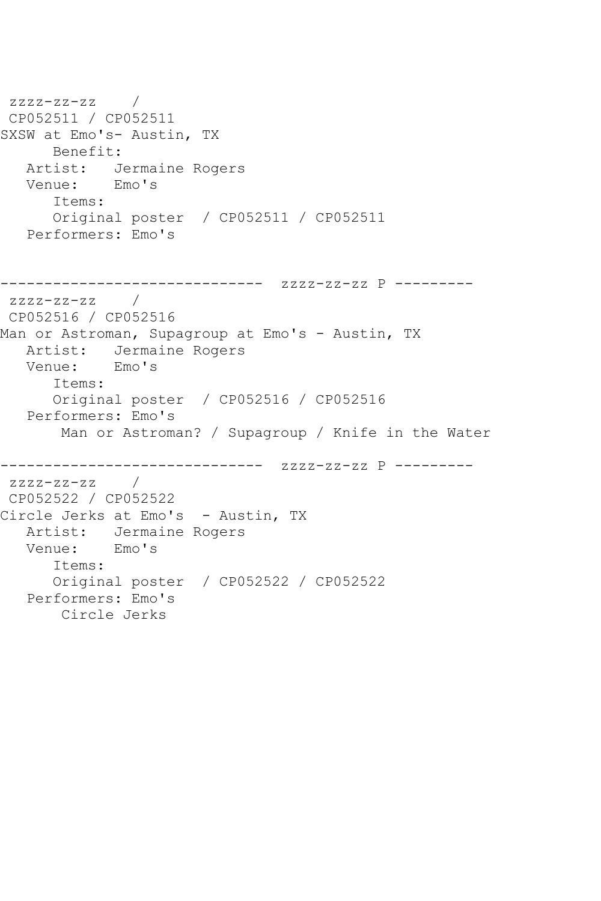```
 zzzz-zz-zz    /
 CP052511 / CP052511
SXSW at Emo's- Austin, TX
      Benefit:
   Artist:   Jermaine Rogers
   Venue:    Emo's
      Items:
      Original poster  / CP052511 / CP052511
   Performers: Emo's


------------------------------  zzzz-zz-zz P ---------
 zzzz-zz-zz    /
 CP052516 / CP052516
Man or Astroman, Supagroup at Emo's - Austin, TX
   Artist:   Jermaine Rogers
   Venue:    Emo's
      Items:
      Original poster  / CP052516 / CP052516
   Performers: Emo's
       Man or Astroman? / Supagroup / Knife in the Water

------------------------------  zzzz-zz-zz P ---------
 zzzz-zz-zz    /
 CP052522 / CP052522
Circle Jerks at Emo's  - Austin, TX
   Artist:   Jermaine Rogers
   Venue:    Emo's
      Items:
      Original poster  / CP052522 / CP052522
   Performers: Emo's
       Circle Jerks
```